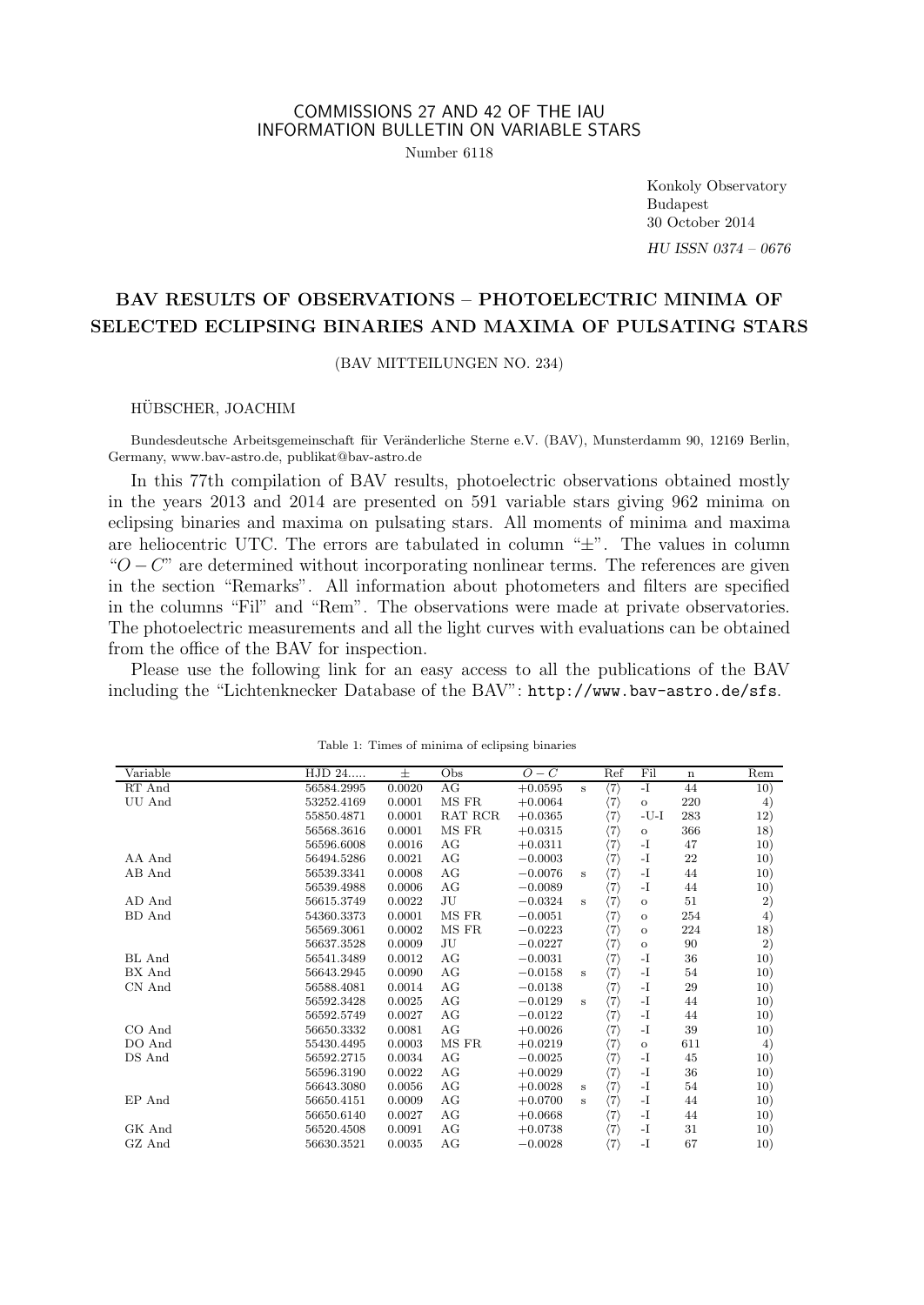COMMISSIONS 27 AND 42 OF THE IAU
INFORMATION BULLETIN ON VARIABLE STARS

Number 6118

Konkoly Observatory
Budapest
30 October 2014

*HU ISSN 0374 – 0676*

# BAV RESULTS OF OBSERVATIONS – PHOTOELECTRIC MINIMA OF SELECTED ECLIPSING BINARIES AND MAXIMA OF PULSATING STARS

(BAV MITTEILUNGEN NO. 234)

HÜBSCHER, JOACHIM

Bundesdeutsche Arbeitsgemeinschaft für Veränderliche Sterne e.V. (BAV), Munsterdamm 90, 12169 Berlin, Germany, www.bav-astro.de, publikat@bav-astro.de

In this 77th compilation of BAV results, photoelectric observations obtained mostly in the years 2013 and 2014 are presented on 591 variable stars giving 962 minima on eclipsing binaries and maxima on pulsating stars. All moments of minima and maxima are heliocentric UTC. The errors are tabulated in column "±". The values in column "$O-C$" are determined without incorporating nonlinear terms. The references are given in the section "Remarks". All information about photometers and filters are specified in the columns "Fil" and "Rem". The observations were made at private observatories. The photoelectric measurements and all the light curves with evaluations can be obtained from the office of the BAV for inspection.

Please use the following link for an easy access to all the publications of the BAV including the "Lichtenknecker Database of the BAV": `http://www.bav-astro.de/sfs`.

Table 1: Times of minima of eclipsing binaries

| Variable | HJD 24..... | ± | Obs | $O-C$ | | Ref | Fil | n | Rem |
|---|---|---|---|---|---|---|---|---|---|
| RT And | 56584.2995 | 0.0020 | AG | +0.0595 | s | ⟨7⟩ | -I | 44 | 10) |
| UU And | 53252.4169 | 0.0001 | MS FR | +0.0064 | | ⟨7⟩ | o | 220 | 4) |
| | 55850.4871 | 0.0001 | RAT RCR | +0.0365 | | ⟨7⟩ | -U-I | 283 | 12) |
| | 56568.3616 | 0.0001 | MS FR | +0.0315 | | ⟨7⟩ | o | 366 | 18) |
| | 56596.6008 | 0.0016 | AG | +0.0311 | | ⟨7⟩ | -I | 47 | 10) |
| AA And | 56494.5286 | 0.0021 | AG | −0.0003 | | ⟨7⟩ | -I | 22 | 10) |
| AB And | 56539.3341 | 0.0008 | AG | −0.0076 | s | ⟨7⟩ | -I | 44 | 10) |
| | 56539.4988 | 0.0006 | AG | −0.0089 | | ⟨7⟩ | -I | 44 | 10) |
| AD And | 56615.3749 | 0.0022 | JU | −0.0324 | s | ⟨7⟩ | o | 51 | 2) |
| BD And | 54360.3373 | 0.0001 | MS FR | −0.0051 | | ⟨7⟩ | o | 254 | 4) |
| | 56569.3061 | 0.0002 | MS FR | −0.0223 | | ⟨7⟩ | o | 224 | 18) |
| | 56637.3528 | 0.0009 | JU | −0.0227 | | ⟨7⟩ | o | 90 | 2) |
| BL And | 56541.3489 | 0.0012 | AG | −0.0031 | | ⟨7⟩ | -I | 36 | 10) |
| BX And | 56643.2945 | 0.0090 | AG | −0.0158 | s | ⟨7⟩ | -I | 54 | 10) |
| CN And | 56588.4081 | 0.0014 | AG | −0.0138 | | ⟨7⟩ | -I | 29 | 10) |
| | 56592.3428 | 0.0025 | AG | −0.0129 | s | ⟨7⟩ | -I | 44 | 10) |
| | 56592.5749 | 0.0027 | AG | −0.0122 | | ⟨7⟩ | -I | 44 | 10) |
| CO And | 56650.3332 | 0.0081 | AG | +0.0026 | | ⟨7⟩ | -I | 39 | 10) |
| DO And | 55430.4495 | 0.0003 | MS FR | +0.0219 | | ⟨7⟩ | o | 611 | 4) |
| DS And | 56592.2715 | 0.0034 | AG | −0.0025 | | ⟨7⟩ | -I | 45 | 10) |
| | 56596.3190 | 0.0022 | AG | +0.0029 | | ⟨7⟩ | -I | 36 | 10) |
| | 56643.3080 | 0.0056 | AG | +0.0028 | s | ⟨7⟩ | -I | 54 | 10) |
| EP And | 56650.4151 | 0.0009 | AG | +0.0700 | s | ⟨7⟩ | -I | 44 | 10) |
| | 56650.6140 | 0.0027 | AG | +0.0668 | | ⟨7⟩ | -I | 44 | 10) |
| GK And | 56520.4508 | 0.0091 | AG | +0.0738 | | ⟨7⟩ | -I | 31 | 10) |
| GZ And | 56630.3521 | 0.0035 | AG | −0.0028 | | ⟨7⟩ | -I | 67 | 10) |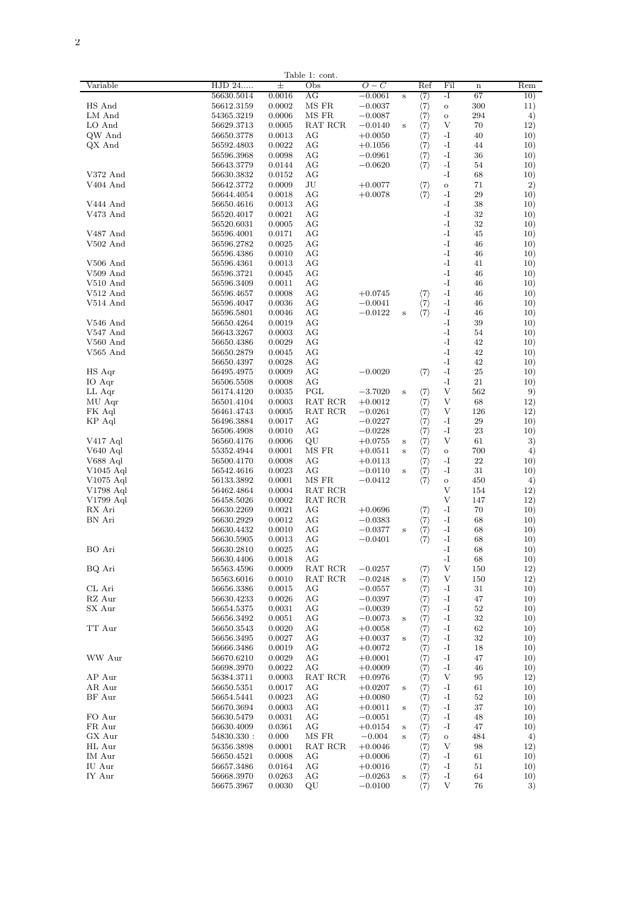Table 1: cont.

| Variable | HJD 24..... | ± | Obs | O − C | | Ref | Fil | n | Rem |
|---|---|---|---|---|---|---|---|---|---|
| | 56630.5014 | 0.0016 | AG | −0.0061 | s | ⟨7⟩ | -I | 67 | 10) |
| HS And | 56612.3159 | 0.0002 | MS FR | −0.0037 | | ⟨7⟩ | o | 300 | 11) |
| LM And | 54365.3219 | 0.0006 | MS FR | −0.0087 | | ⟨7⟩ | o | 294 | 4) |
| LO And | 56629.3713 | 0.0005 | RAT RCR | −0.0140 | s | ⟨7⟩ | V | 70 | 12) |
| QW And | 56650.3778 | 0.0013 | AG | +0.0050 | | ⟨7⟩ | -I | 40 | 10) |
| QX And | 56592.4803 | 0.0022 | AG | +0.1056 | | ⟨7⟩ | -I | 44 | 10) |
| | 56596.3968 | 0.0098 | AG | −0.0961 | | ⟨7⟩ | -I | 36 | 10) |
| | 56643.3779 | 0.0144 | AG | −0.0620 | | ⟨7⟩ | -I | 54 | 10) |
| V372 And | 56630.3832 | 0.0152 | AG | | | | -I | 68 | 10) |
| V404 And | 56642.3772 | 0.0009 | JU | +0.0077 | | ⟨7⟩ | o | 71 | 2) |
| | 56644.4054 | 0.0018 | AG | +0.0078 | | ⟨7⟩ | -I | 29 | 10) |
| V444 And | 56650.4616 | 0.0013 | AG | | | | -I | 38 | 10) |
| V473 And | 56520.4017 | 0.0021 | AG | | | | -I | 32 | 10) |
| | 56520.6031 | 0.0005 | AG | | | | -I | 32 | 10) |
| V487 And | 56596.4001 | 0.0171 | AG | | | | -I | 45 | 10) |
| V502 And | 56596.2782 | 0.0025 | AG | | | | -I | 46 | 10) |
| | 56596.4386 | 0.0010 | AG | | | | -I | 46 | 10) |
| V506 And | 56596.4361 | 0.0013 | AG | | | | -I | 41 | 10) |
| V509 And | 56596.3721 | 0.0045 | AG | | | | -I | 46 | 10) |
| V510 And | 56596.3409 | 0.0011 | AG | | | | -I | 46 | 10) |
| V512 And | 56596.4657 | 0.0008 | AG | +0.0745 | | ⟨7⟩ | -I | 46 | 10) |
| V514 And | 56596.4047 | 0.0036 | AG | −0.0041 | | ⟨7⟩ | -I | 46 | 10) |
| | 56596.5801 | 0.0046 | AG | −0.0122 | s | ⟨7⟩ | -I | 46 | 10) |
| V546 And | 56650.4264 | 0.0019 | AG | | | | -I | 39 | 10) |
| V547 And | 56643.3267 | 0.0003 | AG | | | | -I | 54 | 10) |
| V560 And | 56650.4386 | 0.0029 | AG | | | | -I | 42 | 10) |
| V565 And | 56650.2879 | 0.0045 | AG | | | | -I | 42 | 10) |
| | 56650.4397 | 0.0028 | AG | | | | -I | 42 | 10) |
| HS Aqr | 56495.4975 | 0.0009 | AG | −0.0020 | | ⟨7⟩ | -I | 25 | 10) |
| IO Aqr | 56506.5508 | 0.0008 | AG | | | | -I | 21 | 10) |
| LL Aqr | 56174.4120 | 0.0035 | PGL | −3.7020 | s | ⟨7⟩ | V | 562 | 9) |
| MU Aqr | 56501.4104 | 0.0003 | RAT RCR | +0.0012 | | ⟨7⟩ | V | 68 | 12) |
| FK Aql | 56461.4743 | 0.0005 | RAT RCR | −0.0261 | | ⟨7⟩ | V | 126 | 12) |
| KP Aql | 56496.3884 | 0.0017 | AG | −0.0227 | | ⟨7⟩ | -I | 29 | 10) |
| | 56506.4908 | 0.0010 | AG | −0.0228 | | ⟨7⟩ | -I | 23 | 10) |
| V417 Aql | 56560.4176 | 0.0006 | QU | +0.0755 | s | ⟨7⟩ | V | 61 | 3) |
| V640 Aql | 55352.4944 | 0.0001 | MS FR | +0.0511 | s | ⟨7⟩ | o | 700 | 4) |
| V688 Aql | 56500.4170 | 0.0008 | AG | +0.0113 | | ⟨7⟩ | -I | 22 | 10) |
| V1045 Aql | 56542.4616 | 0.0023 | AG | −0.0110 | s | ⟨7⟩ | -I | 31 | 10) |
| V1075 Aql | 56133.3892 | 0.0001 | MS FR | −0.0412 | | ⟨7⟩ | o | 450 | 4) |
| V1798 Aql | 56462.4864 | 0.0004 | RAT RCR | | | | V | 154 | 12) |
| V1799 Aql | 56458.5026 | 0.0002 | RAT RCR | | | | V | 147 | 12) |
| RX Ari | 56630.2269 | 0.0021 | AG | +0.0696 | | ⟨7⟩ | -I | 70 | 10) |
| BN Ari | 56630.2929 | 0.0012 | AG | −0.0383 | | ⟨7⟩ | -I | 68 | 10) |
| | 56630.4432 | 0.0010 | AG | −0.0377 | s | ⟨7⟩ | -I | 68 | 10) |
| | 56630.5905 | 0.0013 | AG | −0.0401 | | ⟨7⟩ | -I | 68 | 10) |
| BO Ari | 56630.2810 | 0.0025 | AG | | | | -I | 68 | 10) |
| | 56630.4406 | 0.0018 | AG | | | | -I | 68 | 10) |
| BQ Ari | 56563.4596 | 0.0009 | RAT RCR | −0.0257 | | ⟨7⟩ | V | 150 | 12) |
| | 56563.6016 | 0.0010 | RAT RCR | −0.0248 | s | ⟨7⟩ | V | 150 | 12) |
| CL Ari | 56656.3386 | 0.0015 | AG | −0.0557 | | ⟨7⟩ | -I | 31 | 10) |
| RZ Aur | 56630.4233 | 0.0026 | AG | −0.0397 | | ⟨7⟩ | -I | 47 | 10) |
| SX Aur | 56654.5375 | 0.0031 | AG | −0.0039 | | ⟨7⟩ | -I | 52 | 10) |
| | 56656.3492 | 0.0051 | AG | −0.0073 | s | ⟨7⟩ | -I | 32 | 10) |
| TT Aur | 56650.3543 | 0.0020 | AG | +0.0058 | | ⟨7⟩ | -I | 62 | 10) |
| | 56656.3495 | 0.0027 | AG | +0.0037 | s | ⟨7⟩ | -I | 32 | 10) |
| | 56666.3486 | 0.0019 | AG | +0.0072 | | ⟨7⟩ | -I | 18 | 10) |
| WW Aur | 56670.6210 | 0.0029 | AG | +0.0001 | | ⟨7⟩ | -I | 47 | 10) |
| | 56698.3970 | 0.0022 | AG | +0.0009 | | ⟨7⟩ | -I | 46 | 10) |
| AP Aur | 56384.3711 | 0.0003 | RAT RCR | +0.0976 | | ⟨7⟩ | V | 95 | 12) |
| AR Aur | 56650.5351 | 0.0017 | AG | +0.0207 | s | ⟨7⟩ | -I | 61 | 10) |
| BF Aur | 56654.5441 | 0.0023 | AG | +0.0080 | | ⟨7⟩ | -I | 52 | 10) |
| | 56670.3694 | 0.0003 | AG | +0.0011 | s | ⟨7⟩ | -I | 37 | 10) |
| FO Aur | 56630.5479 | 0.0031 | AG | −0.0051 | | ⟨7⟩ | -I | 48 | 10) |
| FR Aur | 56630.4009 | 0.0361 | AG | +0.0154 | s | ⟨7⟩ | -I | 47 | 10) |
| GX Aur | 54830.330 : | 0.000 | MS FR | −0.004 | s | ⟨7⟩ | o | 484 | 4) |
| HL Aur | 56356.3898 | 0.0001 | RAT RCR | +0.0046 | | ⟨7⟩ | V | 98 | 12) |
| IM Aur | 56650.4521 | 0.0008 | AG | +0.0006 | | ⟨7⟩ | -I | 61 | 10) |
| IU Aur | 56657.3486 | 0.0164 | AG | +0.0016 | | ⟨7⟩ | -I | 51 | 10) |
| IY Aur | 56668.3970 | 0.0263 | AG | −0.0263 | s | ⟨7⟩ | -I | 64 | 10) |
| | 56675.3967 | 0.0030 | QU | −0.0100 | | ⟨7⟩ | V | 76 | 3) |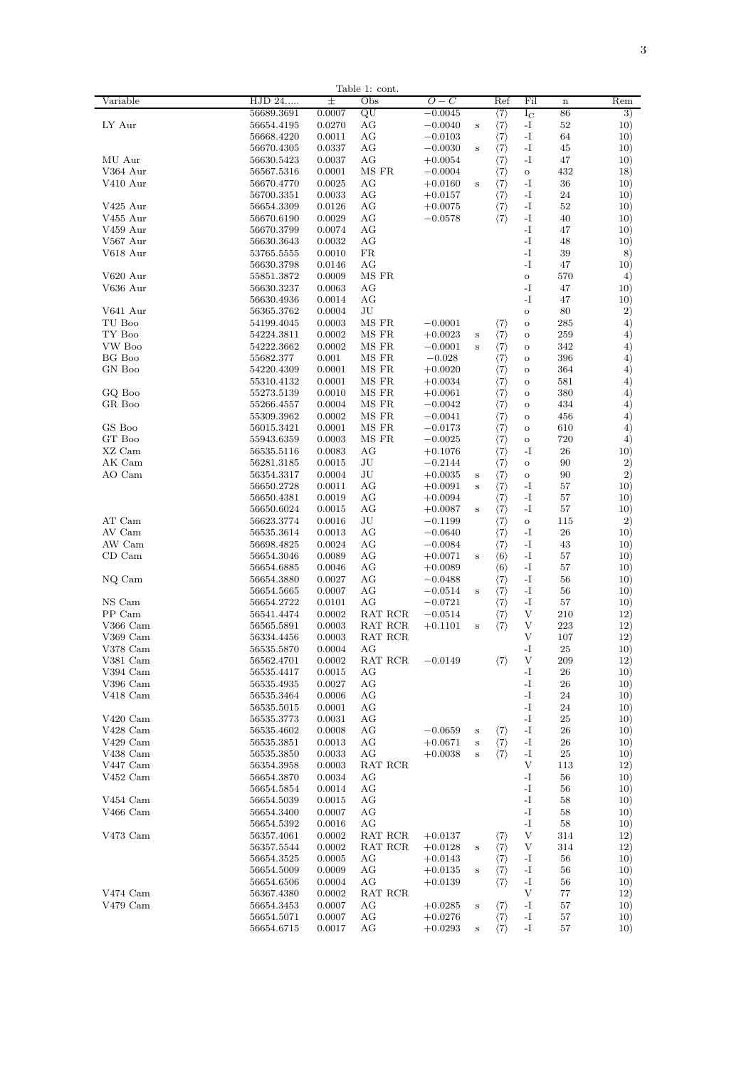Table 1: cont.

| Variable | HJD 24..... | ± | Obs | O − C | | Ref | Fil | n | Rem |
|---|---|---|---|---|---|---|---|---|---|
| | 56689.3691 | 0.0007 | QU | −0.0045 | | ⟨7⟩ | $I_C$ | 86 | 3) |
| LY Aur | 56654.4195 | 0.0270 | AG | −0.0040 | s | ⟨7⟩ | -I | 52 | 10) |
| | 56668.4220 | 0.0011 | AG | −0.0103 | | ⟨7⟩ | -I | 64 | 10) |
| | 56670.4305 | 0.0337 | AG | −0.0030 | s | ⟨7⟩ | -I | 45 | 10) |
| MU Aur | 56630.5423 | 0.0037 | AG | +0.0054 | | ⟨7⟩ | -I | 47 | 10) |
| V364 Aur | 56567.5316 | 0.0001 | MS FR | −0.0004 | | ⟨7⟩ | o | 432 | 18) |
| V410 Aur | 56670.4770 | 0.0025 | AG | +0.0160 | s | ⟨7⟩ | -I | 36 | 10) |
| | 56700.3351 | 0.0033 | AG | +0.0157 | | ⟨7⟩ | -I | 24 | 10) |
| V425 Aur | 56654.3309 | 0.0126 | AG | +0.0075 | | ⟨7⟩ | -I | 52 | 10) |
| V455 Aur | 56670.6190 | 0.0029 | AG | −0.0578 | | ⟨7⟩ | -I | 40 | 10) |
| V459 Aur | 56670.3799 | 0.0074 | AG | | | | -I | 47 | 10) |
| V567 Aur | 56630.3643 | 0.0032 | AG | | | | -I | 48 | 10) |
| V618 Aur | 53765.5555 | 0.0010 | FR | | | | -I | 39 | 8) |
| | 56630.3798 | 0.0146 | AG | | | | -I | 47 | 10) |
| V620 Aur | 55851.3872 | 0.0009 | MS FR | | | | o | 570 | 4) |
| V636 Aur | 56630.3237 | 0.0063 | AG | | | | -I | 47 | 10) |
| | 56630.4936 | 0.0014 | AG | | | | -I | 47 | 10) |
| V641 Aur | 56365.3762 | 0.0004 | JU | | | | o | 80 | 2) |
| TU Boo | 54199.4045 | 0.0003 | MS FR | −0.0001 | | ⟨7⟩ | o | 285 | 4) |
| TY Boo | 54224.3811 | 0.0002 | MS FR | +0.0023 | s | ⟨7⟩ | o | 259 | 4) |
| VW Boo | 54222.3662 | 0.0002 | MS FR | −0.0001 | s | ⟨7⟩ | o | 342 | 4) |
| BG Boo | 55682.377 | 0.001 | MS FR | −0.028 | | ⟨7⟩ | o | 396 | 4) |
| GN Boo | 54220.4309 | 0.0001 | MS FR | +0.0020 | | ⟨7⟩ | o | 364 | 4) |
| | 55310.4132 | 0.0001 | MS FR | +0.0034 | | ⟨7⟩ | o | 581 | 4) |
| GQ Boo | 55273.5139 | 0.0010 | MS FR | +0.0061 | | ⟨7⟩ | o | 380 | 4) |
| GR Boo | 55266.4557 | 0.0004 | MS FR | −0.0042 | | ⟨7⟩ | o | 434 | 4) |
| | 55309.3962 | 0.0002 | MS FR | −0.0041 | | ⟨7⟩ | o | 456 | 4) |
| GS Boo | 56015.3421 | 0.0001 | MS FR | −0.0173 | | ⟨7⟩ | o | 610 | 4) |
| GT Boo | 55943.6359 | 0.0003 | MS FR | −0.0025 | | ⟨7⟩ | o | 720 | 4) |
| XZ Cam | 56535.5116 | 0.0083 | AG | +0.1076 | | ⟨7⟩ | -I | 26 | 10) |
| AK Cam | 56281.3185 | 0.0015 | JU | −0.2144 | | ⟨7⟩ | o | 90 | 2) |
| AO Cam | 56354.3317 | 0.0004 | JU | +0.0035 | s | ⟨7⟩ | o | 90 | 2) |
| | 56650.2728 | 0.0011 | AG | +0.0091 | s | ⟨7⟩ | -I | 57 | 10) |
| | 56650.4381 | 0.0019 | AG | +0.0094 | | ⟨7⟩ | -I | 57 | 10) |
| | 56650.6024 | 0.0015 | AG | +0.0087 | s | ⟨7⟩ | -I | 57 | 10) |
| AT Cam | 56623.3774 | 0.0016 | JU | −0.1199 | | ⟨7⟩ | o | 115 | 2) |
| AV Cam | 56535.3614 | 0.0013 | AG | −0.0640 | | ⟨7⟩ | -I | 26 | 10) |
| AW Cam | 56698.4825 | 0.0024 | AG | −0.0084 | | ⟨7⟩ | -I | 43 | 10) |
| CD Cam | 56654.3046 | 0.0089 | AG | +0.0071 | s | ⟨6⟩ | -I | 57 | 10) |
| | 56654.6885 | 0.0046 | AG | +0.0089 | | ⟨6⟩ | -I | 57 | 10) |
| NQ Cam | 56654.3880 | 0.0027 | AG | −0.0488 | | ⟨7⟩ | -I | 56 | 10) |
| | 56654.5665 | 0.0007 | AG | −0.0514 | s | ⟨7⟩ | -I | 56 | 10) |
| NS Cam | 56654.2722 | 0.0101 | AG | −0.0721 | | ⟨7⟩ | -I | 57 | 10) |
| PP Cam | 56541.4474 | 0.0002 | RAT RCR | −0.0514 | | ⟨7⟩ | V | 210 | 12) |
| V366 Cam | 56565.5891 | 0.0003 | RAT RCR | +0.1101 | s | ⟨7⟩ | V | 223 | 12) |
| V369 Cam | 56334.4456 | 0.0003 | RAT RCR | | | | V | 107 | 12) |
| V378 Cam | 56535.5870 | 0.0004 | AG | | | | -I | 25 | 10) |
| V381 Cam | 56562.4701 | 0.0002 | RAT RCR | −0.0149 | | ⟨7⟩ | V | 209 | 12) |
| V394 Cam | 56535.4417 | 0.0015 | AG | | | | -I | 26 | 10) |
| V396 Cam | 56535.4935 | 0.0027 | AG | | | | -I | 26 | 10) |
| V418 Cam | 56535.3464 | 0.0006 | AG | | | | -I | 24 | 10) |
| | 56535.5015 | 0.0001 | AG | | | | -I | 24 | 10) |
| V420 Cam | 56535.3773 | 0.0031 | AG | | | | -I | 25 | 10) |
| V428 Cam | 56535.4602 | 0.0008 | AG | −0.0659 | s | ⟨7⟩ | -I | 26 | 10) |
| V429 Cam | 56535.3851 | 0.0013 | AG | +0.0671 | s | ⟨7⟩ | -I | 26 | 10) |
| V438 Cam | 56535.3850 | 0.0033 | AG | +0.0038 | s | ⟨7⟩ | -I | 25 | 10) |
| V447 Cam | 56354.3958 | 0.0003 | RAT RCR | | | | V | 113 | 12) |
| V452 Cam | 56654.3870 | 0.0034 | AG | | | | -I | 56 | 10) |
| | 56654.5854 | 0.0014 | AG | | | | -I | 56 | 10) |
| V454 Cam | 56654.5039 | 0.0015 | AG | | | | -I | 58 | 10) |
| V466 Cam | 56654.3400 | 0.0007 | AG | | | | -I | 58 | 10) |
| | 56654.5392 | 0.0016 | AG | | | | -I | 58 | 10) |
| V473 Cam | 56357.4061 | 0.0002 | RAT RCR | +0.0137 | | ⟨7⟩ | V | 314 | 12) |
| | 56357.5544 | 0.0002 | RAT RCR | +0.0128 | s | ⟨7⟩ | V | 314 | 12) |
| | 56654.3525 | 0.0005 | AG | +0.0143 | | ⟨7⟩ | -I | 56 | 10) |
| | 56654.5009 | 0.0009 | AG | +0.0135 | s | ⟨7⟩ | -I | 56 | 10) |
| | 56654.6506 | 0.0004 | AG | +0.0139 | | ⟨7⟩ | -I | 56 | 10) |
| V474 Cam | 56367.4380 | 0.0002 | RAT RCR | | | | V | 77 | 12) |
| V479 Cam | 56654.3453 | 0.0007 | AG | +0.0285 | s | ⟨7⟩ | -I | 57 | 10) |
| | 56654.5071 | 0.0007 | AG | +0.0276 | | ⟨7⟩ | -I | 57 | 10) |
| | 56654.6715 | 0.0017 | AG | +0.0293 | s | ⟨7⟩ | -I | 57 | 10) |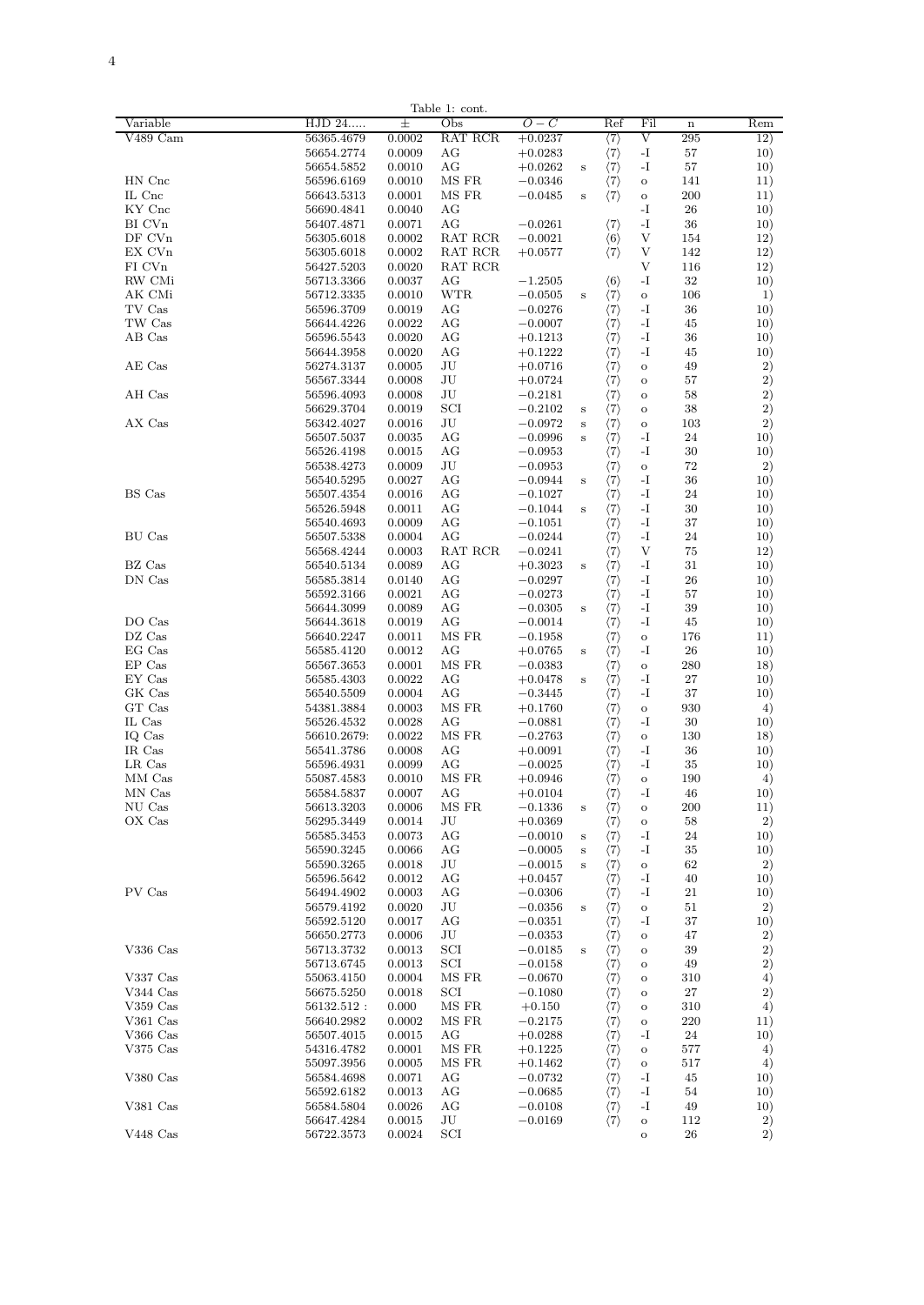Table 1: cont.

| Variable | HJD 24..... | ± | Obs | $O-C$ | | Ref | Fil | n | Rem |
|---|---|---|---|---|---|---|---|---|---|
| V489 Cam | 56365.4679 | 0.0002 | RAT RCR | +0.0237 | | ⟨7⟩ | V | 295 | 12) |
| | 56654.2774 | 0.0009 | AG | +0.0283 | | ⟨7⟩ | -I | 57 | 10) |
| | 56654.5852 | 0.0010 | AG | +0.0262 | s | ⟨7⟩ | -I | 57 | 10) |
| HN Cnc | 56596.6169 | 0.0010 | MS FR | −0.0346 | | ⟨7⟩ | o | 141 | 11) |
| IL Cnc | 56643.5313 | 0.0001 | MS FR | −0.0485 | s | ⟨7⟩ | o | 200 | 11) |
| KY Cnc | 56690.4841 | 0.0040 | AG | | | | -I | 26 | 10) |
| BI CVn | 56407.4871 | 0.0071 | AG | −0.0261 | | ⟨7⟩ | -I | 36 | 10) |
| DF CVn | 56305.6018 | 0.0002 | RAT RCR | −0.0021 | | ⟨6⟩ | V | 154 | 12) |
| EX CVn | 56305.6018 | 0.0002 | RAT RCR | +0.0577 | | ⟨7⟩ | V | 142 | 12) |
| FI CVn | 56427.5203 | 0.0020 | RAT RCR | | | | V | 116 | 12) |
| RW CMi | 56713.3366 | 0.0037 | AG | −1.2505 | | ⟨6⟩ | -I | 32 | 10) |
| AK CMi | 56712.3335 | 0.0010 | WTR | −0.0505 | s | ⟨7⟩ | o | 106 | 1) |
| TV Cas | 56596.3709 | 0.0019 | AG | −0.0276 | | ⟨7⟩ | -I | 36 | 10) |
| TW Cas | 56644.4226 | 0.0022 | AG | −0.0007 | | ⟨7⟩ | -I | 45 | 10) |
| AB Cas | 56596.5543 | 0.0020 | AG | +0.1213 | | ⟨7⟩ | -I | 36 | 10) |
| | 56644.3958 | 0.0020 | AG | +0.1222 | | ⟨7⟩ | -I | 45 | 10) |
| AE Cas | 56274.3137 | 0.0005 | JU | +0.0716 | | ⟨7⟩ | o | 49 | 2) |
| | 56567.3344 | 0.0008 | JU | +0.0724 | | ⟨7⟩ | o | 57 | 2) |
| AH Cas | 56596.4093 | 0.0008 | JU | −0.2181 | | ⟨7⟩ | o | 58 | 2) |
| | 56629.3704 | 0.0019 | SCI | −0.2102 | s | ⟨7⟩ | o | 38 | 2) |
| AX Cas | 56342.4027 | 0.0016 | JU | −0.0972 | s | ⟨7⟩ | o | 103 | 2) |
| | 56507.5037 | 0.0035 | AG | −0.0996 | s | ⟨7⟩ | -I | 24 | 10) |
| | 56526.4198 | 0.0015 | AG | −0.0953 | | ⟨7⟩ | -I | 30 | 10) |
| | 56538.4273 | 0.0009 | JU | −0.0953 | | ⟨7⟩ | o | 72 | 2) |
| | 56540.5295 | 0.0027 | AG | −0.0944 | s | ⟨7⟩ | -I | 36 | 10) |
| BS Cas | 56507.4354 | 0.0016 | AG | −0.1027 | | ⟨7⟩ | -I | 24 | 10) |
| | 56526.5948 | 0.0011 | AG | −0.1044 | s | ⟨7⟩ | -I | 30 | 10) |
| | 56540.4693 | 0.0009 | AG | −0.1051 | | ⟨7⟩ | -I | 37 | 10) |
| BU Cas | 56507.5338 | 0.0004 | AG | −0.0244 | | ⟨7⟩ | -I | 24 | 10) |
| | 56568.4244 | 0.0003 | RAT RCR | −0.0241 | | ⟨7⟩ | V | 75 | 12) |
| BZ Cas | 56540.5134 | 0.0089 | AG | +0.3023 | s | ⟨7⟩ | -I | 31 | 10) |
| DN Cas | 56585.3814 | 0.0140 | AG | −0.0297 | | ⟨7⟩ | -I | 26 | 10) |
| | 56592.3166 | 0.0021 | AG | −0.0273 | | ⟨7⟩ | -I | 57 | 10) |
| | 56644.3099 | 0.0089 | AG | −0.0305 | s | ⟨7⟩ | -I | 39 | 10) |
| DO Cas | 56644.3618 | 0.0019 | AG | −0.0014 | | ⟨7⟩ | -I | 45 | 10) |
| DZ Cas | 56640.2247 | 0.0011 | MS FR | −0.1958 | | ⟨7⟩ | o | 176 | 11) |
| EG Cas | 56585.4120 | 0.0012 | AG | +0.0765 | s | ⟨7⟩ | -I | 26 | 10) |
| EP Cas | 56567.3653 | 0.0001 | MS FR | −0.0383 | | ⟨7⟩ | o | 280 | 18) |
| EY Cas | 56585.4303 | 0.0022 | AG | +0.0478 | s | ⟨7⟩ | -I | 27 | 10) |
| GK Cas | 56540.5509 | 0.0004 | AG | −0.3445 | | ⟨7⟩ | -I | 37 | 10) |
| GT Cas | 54381.3884 | 0.0003 | MS FR | +0.1760 | | ⟨7⟩ | o | 930 | 4) |
| IL Cas | 56526.4532 | 0.0028 | AG | −0.0881 | | ⟨7⟩ | -I | 30 | 10) |
| IQ Cas | 56610.2679: | 0.0022 | MS FR | −0.2763 | | ⟨7⟩ | o | 130 | 18) |
| IR Cas | 56541.3786 | 0.0008 | AG | +0.0091 | | ⟨7⟩ | -I | 36 | 10) |
| LR Cas | 56596.4931 | 0.0099 | AG | −0.0025 | | ⟨7⟩ | -I | 35 | 10) |
| MM Cas | 55087.4583 | 0.0010 | MS FR | +0.0946 | | ⟨7⟩ | o | 190 | 4) |
| MN Cas | 56584.5837 | 0.0007 | AG | +0.0104 | | ⟨7⟩ | -I | 46 | 10) |
| NU Cas | 56613.3203 | 0.0006 | MS FR | −0.1336 | s | ⟨7⟩ | o | 200 | 11) |
| OX Cas | 56295.3449 | 0.0014 | JU | +0.0369 | | ⟨7⟩ | o | 58 | 2) |
| | 56585.3453 | 0.0073 | AG | −0.0010 | s | ⟨7⟩ | -I | 24 | 10) |
| | 56590.3245 | 0.0066 | AG | −0.0005 | s | ⟨7⟩ | -I | 35 | 10) |
| | 56590.3265 | 0.0018 | JU | −0.0015 | s | ⟨7⟩ | o | 62 | 2) |
| | 56596.5642 | 0.0012 | AG | +0.0457 | | ⟨7⟩ | -I | 40 | 10) |
| PV Cas | 56494.4902 | 0.0003 | AG | −0.0306 | | ⟨7⟩ | -I | 21 | 10) |
| | 56579.4192 | 0.0020 | JU | −0.0356 | s | ⟨7⟩ | o | 51 | 2) |
| | 56592.5120 | 0.0017 | AG | −0.0351 | | ⟨7⟩ | -I | 37 | 10) |
| | 56650.2773 | 0.0006 | JU | −0.0353 | | ⟨7⟩ | o | 47 | 2) |
| V336 Cas | 56713.3732 | 0.0013 | SCI | −0.0185 | s | ⟨7⟩ | o | 39 | 2) |
| | 56713.6745 | 0.0013 | SCI | −0.0158 | | ⟨7⟩ | o | 49 | 2) |
| V337 Cas | 55063.4150 | 0.0004 | MS FR | −0.0670 | | ⟨7⟩ | o | 310 | 4) |
| V344 Cas | 56675.5250 | 0.0018 | SCI | −0.1080 | | ⟨7⟩ | o | 27 | 2) |
| V359 Cas | 56132.512 : | 0.000 | MS FR | +0.150 | | ⟨7⟩ | o | 310 | 4) |
| V361 Cas | 56640.2982 | 0.0002 | MS FR | −0.2175 | | ⟨7⟩ | o | 220 | 11) |
| V366 Cas | 56507.4015 | 0.0015 | AG | +0.0288 | | ⟨7⟩ | -I | 24 | 10) |
| V375 Cas | 54316.4782 | 0.0001 | MS FR | +0.1225 | | ⟨7⟩ | o | 577 | 4) |
| | 55097.3956 | 0.0005 | MS FR | +0.1462 | | ⟨7⟩ | o | 517 | 4) |
| V380 Cas | 56584.4698 | 0.0071 | AG | −0.0732 | | ⟨7⟩ | -I | 45 | 10) |
| | 56592.6182 | 0.0013 | AG | −0.0685 | | ⟨7⟩ | -I | 54 | 10) |
| V381 Cas | 56584.5804 | 0.0026 | AG | −0.0108 | | ⟨7⟩ | -I | 49 | 10) |
| | 56647.4284 | 0.0015 | JU | −0.0169 | | ⟨7⟩ | o | 112 | 2) |
| V448 Cas | 56722.3573 | 0.0024 | SCI | | | | o | 26 | 2) |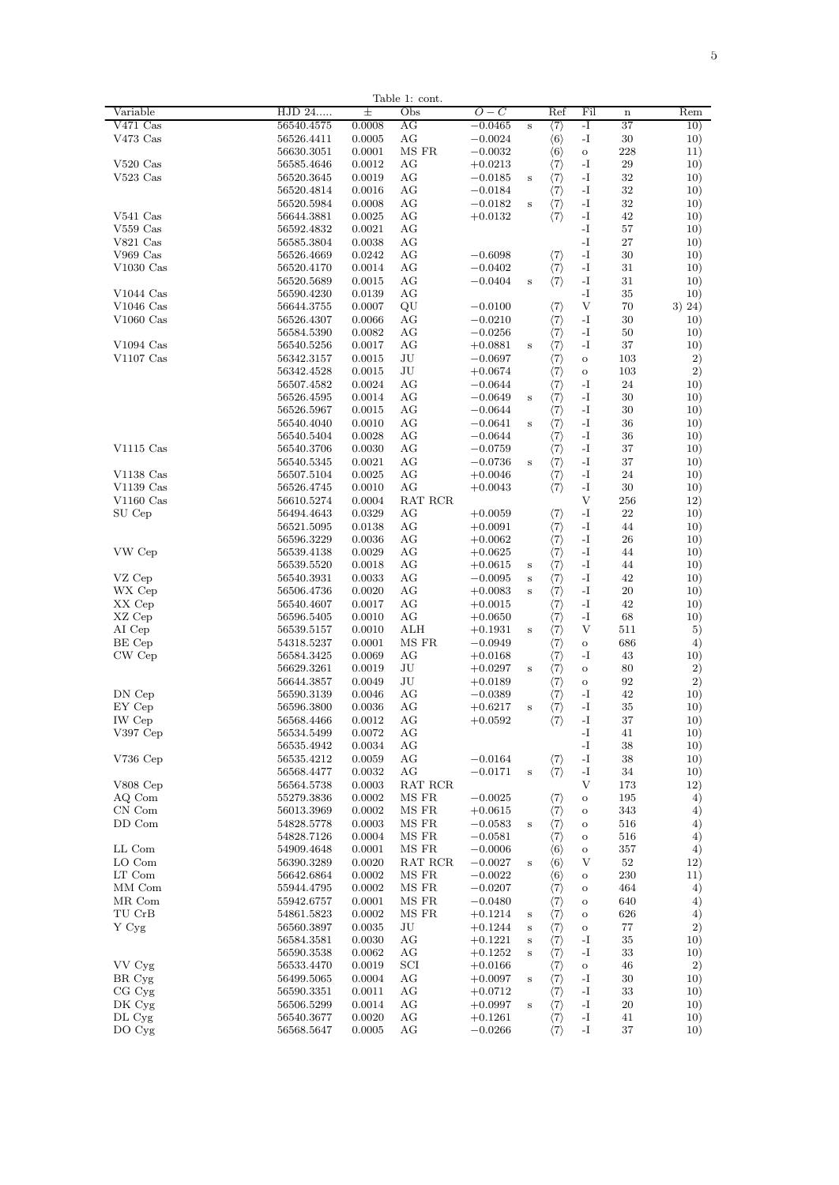Table 1: cont.

| Variable | HJD 24..... | ± | Obs | $O-C$ | | Ref | Fil | n | Rem |
|---|---|---|---|---|---|---|---|---|---|
| V471 Cas | 56540.4575 | 0.0008 | AG | −0.0465 | s | ⟨7⟩ | -I | 37 | 10) |
| V473 Cas | 56526.4411 | 0.0005 | AG | −0.0024 | | ⟨6⟩ | -I | 30 | 10) |
| | 56630.3051 | 0.0001 | MS FR | −0.0032 | | ⟨6⟩ | o | 228 | 11) |
| V520 Cas | 56585.4646 | 0.0012 | AG | +0.0213 | | ⟨7⟩ | -I | 29 | 10) |
| V523 Cas | 56520.3645 | 0.0019 | AG | −0.0185 | s | ⟨7⟩ | -I | 32 | 10) |
| | 56520.4814 | 0.0016 | AG | −0.0184 | | ⟨7⟩ | -I | 32 | 10) |
| | 56520.5984 | 0.0008 | AG | −0.0182 | s | ⟨7⟩ | -I | 32 | 10) |
| V541 Cas | 56644.3881 | 0.0025 | AG | +0.0132 | | ⟨7⟩ | -I | 42 | 10) |
| V559 Cas | 56592.4832 | 0.0021 | AG | | | | -I | 57 | 10) |
| V821 Cas | 56585.3804 | 0.0038 | AG | | | | -I | 27 | 10) |
| V969 Cas | 56526.4669 | 0.0242 | AG | −0.6098 | | ⟨7⟩ | -I | 30 | 10) |
| V1030 Cas | 56520.4170 | 0.0014 | AG | −0.0402 | | ⟨7⟩ | -I | 31 | 10) |
| | 56520.5689 | 0.0015 | AG | −0.0404 | s | ⟨7⟩ | -I | 31 | 10) |
| V1044 Cas | 56590.4230 | 0.0139 | AG | | | | -I | 35 | 10) |
| V1046 Cas | 56644.3755 | 0.0007 | QU | −0.0100 | | ⟨7⟩ | V | 70 | 3) 24) |
| V1060 Cas | 56526.4307 | 0.0066 | AG | −0.0210 | | ⟨7⟩ | -I | 30 | 10) |
| | 56584.5390 | 0.0082 | AG | −0.0256 | | ⟨7⟩ | -I | 50 | 10) |
| V1094 Cas | 56540.5256 | 0.0017 | AG | +0.0881 | s | ⟨7⟩ | -I | 37 | 10) |
| V1107 Cas | 56342.3157 | 0.0015 | JU | −0.0697 | | ⟨7⟩ | o | 103 | 2) |
| | 56342.4528 | 0.0015 | JU | +0.0674 | | ⟨7⟩ | o | 103 | 2) |
| | 56507.4582 | 0.0024 | AG | −0.0644 | | ⟨7⟩ | -I | 24 | 10) |
| | 56526.4595 | 0.0014 | AG | −0.0649 | s | ⟨7⟩ | -I | 30 | 10) |
| | 56526.5967 | 0.0015 | AG | −0.0644 | | ⟨7⟩ | -I | 30 | 10) |
| | 56540.4040 | 0.0010 | AG | −0.0641 | s | ⟨7⟩ | -I | 36 | 10) |
| | 56540.5404 | 0.0028 | AG | −0.0644 | | ⟨7⟩ | -I | 36 | 10) |
| V1115 Cas | 56540.3706 | 0.0030 | AG | −0.0759 | | ⟨7⟩ | -I | 37 | 10) |
| | 56540.5345 | 0.0021 | AG | −0.0736 | s | ⟨7⟩ | -I | 37 | 10) |
| V1138 Cas | 56507.5104 | 0.0025 | AG | +0.0046 | | ⟨7⟩ | -I | 24 | 10) |
| V1139 Cas | 56526.4745 | 0.0010 | AG | +0.0043 | | ⟨7⟩ | -I | 30 | 10) |
| V1160 Cas | 56610.5274 | 0.0004 | RAT RCR | | | | V | 256 | 12) |
| SU Cep | 56494.4643 | 0.0329 | AG | +0.0059 | | ⟨7⟩ | -I | 22 | 10) |
| | 56521.5095 | 0.0138 | AG | +0.0091 | | ⟨7⟩ | -I | 44 | 10) |
| | 56596.3229 | 0.0036 | AG | +0.0062 | | ⟨7⟩ | -I | 26 | 10) |
| VW Cep | 56539.4138 | 0.0029 | AG | +0.0625 | | ⟨7⟩ | -I | 44 | 10) |
| | 56539.5520 | 0.0018 | AG | +0.0615 | s | ⟨7⟩ | -I | 44 | 10) |
| VZ Cep | 56540.3931 | 0.0033 | AG | −0.0095 | s | ⟨7⟩ | -I | 42 | 10) |
| WX Cep | 56506.4736 | 0.0020 | AG | +0.0083 | s | ⟨7⟩ | -I | 20 | 10) |
| XX Cep | 56540.4607 | 0.0017 | AG | +0.0015 | | ⟨7⟩ | -I | 42 | 10) |
| XZ Cep | 56596.5405 | 0.0010 | AG | +0.0650 | | ⟨7⟩ | -I | 68 | 10) |
| AI Cep | 56539.5157 | 0.0010 | ALH | +0.1931 | s | ⟨7⟩ | V | 511 | 5) |
| BE Cep | 54318.5237 | 0.0001 | MS FR | −0.0949 | | ⟨7⟩ | o | 686 | 4) |
| CW Cep | 56584.3425 | 0.0069 | AG | +0.0168 | | ⟨7⟩ | -I | 43 | 10) |
| | 56629.3261 | 0.0019 | JU | +0.0297 | s | ⟨7⟩ | o | 80 | 2) |
| | 56644.3857 | 0.0049 | JU | +0.0189 | | ⟨7⟩ | o | 92 | 2) |
| DN Cep | 56590.3139 | 0.0046 | AG | −0.0389 | | ⟨7⟩ | -I | 42 | 10) |
| EY Cep | 56596.3800 | 0.0036 | AG | +0.6217 | s | ⟨7⟩ | -I | 35 | 10) |
| IW Cep | 56568.4466 | 0.0012 | AG | +0.0592 | | ⟨7⟩ | -I | 37 | 10) |
| V397 Cep | 56534.5499 | 0.0072 | AG | | | | -I | 41 | 10) |
| | 56535.4942 | 0.0034 | AG | | | | -I | 38 | 10) |
| V736 Cep | 56535.4212 | 0.0059 | AG | −0.0164 | | ⟨7⟩ | -I | 38 | 10) |
| | 56568.4477 | 0.0032 | AG | −0.0171 | s | ⟨7⟩ | -I | 34 | 10) |
| V808 Cep | 56564.5738 | 0.0003 | RAT RCR | | | | V | 173 | 12) |
| AQ Com | 55279.3836 | 0.0002 | MS FR | −0.0025 | | ⟨7⟩ | o | 195 | 4) |
| CN Com | 56013.3969 | 0.0002 | MS FR | +0.0615 | | ⟨7⟩ | o | 343 | 4) |
| DD Com | 54828.5778 | 0.0003 | MS FR | −0.0583 | s | ⟨7⟩ | o | 516 | 4) |
| | 54828.7126 | 0.0004 | MS FR | −0.0581 | | ⟨7⟩ | o | 516 | 4) |
| LL Com | 54909.4648 | 0.0001 | MS FR | −0.0006 | | ⟨6⟩ | o | 357 | 4) |
| LO Com | 56390.3289 | 0.0020 | RAT RCR | −0.0027 | s | ⟨6⟩ | V | 52 | 12) |
| LT Com | 56642.6864 | 0.0002 | MS FR | −0.0022 | | ⟨6⟩ | o | 230 | 11) |
| MM Com | 55944.4795 | 0.0002 | MS FR | −0.0207 | | ⟨7⟩ | o | 464 | 4) |
| MR Com | 55942.6757 | 0.0001 | MS FR | −0.0480 | | ⟨7⟩ | o | 640 | 4) |
| TU CrB | 54861.5823 | 0.0002 | MS FR | +0.1214 | s | ⟨7⟩ | o | 626 | 4) |
| Y Cyg | 56560.3897 | 0.0035 | JU | +0.1244 | s | ⟨7⟩ | o | 77 | 2) |
| | 56584.3581 | 0.0030 | AG | +0.1221 | s | ⟨7⟩ | -I | 35 | 10) |
| | 56590.3538 | 0.0062 | AG | +0.1252 | s | ⟨7⟩ | -I | 33 | 10) |
| VV Cyg | 56533.4470 | 0.0019 | SCI | +0.0166 | | ⟨7⟩ | o | 46 | 2) |
| BR Cyg | 56499.5065 | 0.0004 | AG | +0.0097 | s | ⟨7⟩ | -I | 30 | 10) |
| CG Cyg | 56590.3351 | 0.0011 | AG | +0.0712 | | ⟨7⟩ | -I | 33 | 10) |
| DK Cyg | 56506.5299 | 0.0014 | AG | +0.0997 | s | ⟨7⟩ | -I | 20 | 10) |
| DL Cyg | 56540.3677 | 0.0020 | AG | +0.1261 | | ⟨7⟩ | -I | 41 | 10) |
| DO Cyg | 56568.5647 | 0.0005 | AG | −0.0266 | | ⟨7⟩ | -I | 37 | 10) |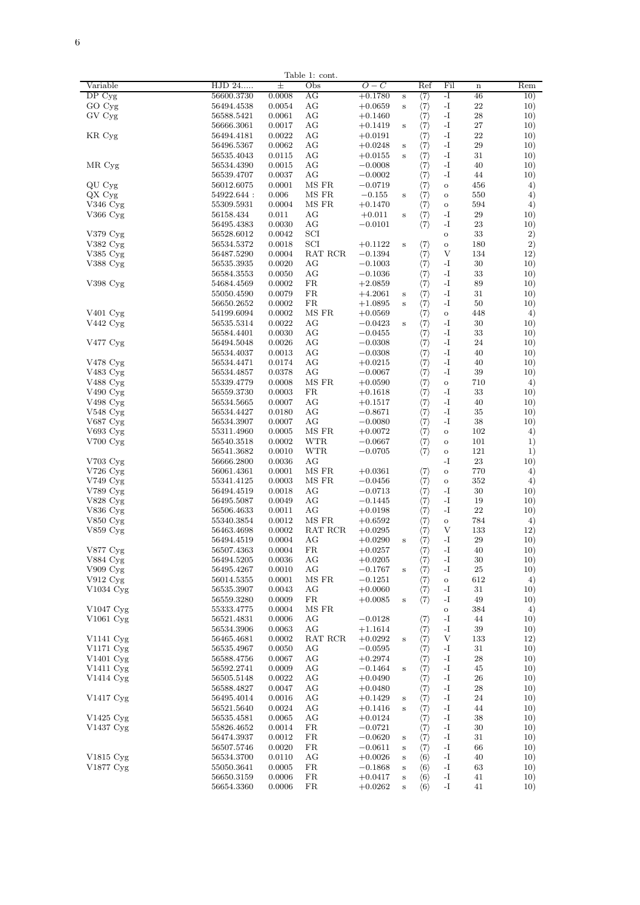Table 1: cont.

| Variable | HJD 24..... | ± | Obs | O − C | | Ref | Fil | n | Rem |
|---|---|---|---|---|---|---|---|---|---|
| DP Cyg | 56600.3730 | 0.0008 | AG | +0.1780 | s | ⟨7⟩ | -I | 46 | 10) |
| GO Cyg | 56494.4538 | 0.0054 | AG | +0.0659 | s | ⟨7⟩ | -I | 22 | 10) |
| GV Cyg | 56588.5421 | 0.0061 | AG | +0.1460 | | ⟨7⟩ | -I | 28 | 10) |
| | 56666.3061 | 0.0017 | AG | +0.1419 | s | ⟨7⟩ | -I | 27 | 10) |
| KR Cyg | 56494.4181 | 0.0022 | AG | +0.0191 | | ⟨7⟩ | -I | 22 | 10) |
| | 56496.5367 | 0.0062 | AG | +0.0248 | s | ⟨7⟩ | -I | 29 | 10) |
| | 56535.4043 | 0.0115 | AG | +0.0155 | s | ⟨7⟩ | -I | 31 | 10) |
| MR Cyg | 56534.4390 | 0.0015 | AG | −0.0008 | | ⟨7⟩ | -I | 40 | 10) |
| | 56539.4707 | 0.0037 | AG | −0.0002 | | ⟨7⟩ | -I | 44 | 10) |
| QU Cyg | 56012.6075 | 0.0001 | MS FR | −0.0719 | | ⟨7⟩ | o | 456 | 4) |
| QX Cyg | 54922.644 : | 0.006 | MS FR | −0.155 | s | ⟨7⟩ | o | 550 | 4) |
| V346 Cyg | 55309.5931 | 0.0004 | MS FR | +0.1470 | | ⟨7⟩ | o | 594 | 4) |
| V366 Cyg | 56158.434 | 0.011 | AG | +0.011 | s | ⟨7⟩ | -I | 29 | 10) |
| | 56495.4383 | 0.0030 | AG | −0.0101 | | ⟨7⟩ | -I | 23 | 10) |
| V379 Cyg | 56528.6012 | 0.0042 | SCI | | | | o | 33 | 2) |
| V382 Cyg | 56534.5372 | 0.0018 | SCI | +0.1122 | s | ⟨7⟩ | o | 180 | 2) |
| V385 Cyg | 56487.5290 | 0.0004 | RAT RCR | −0.1394 | | ⟨7⟩ | V | 134 | 12) |
| V388 Cyg | 56535.3935 | 0.0020 | AG | −0.1003 | | ⟨7⟩ | -I | 30 | 10) |
| | 56584.3553 | 0.0050 | AG | −0.1036 | | ⟨7⟩ | -I | 33 | 10) |
| V398 Cyg | 54684.4569 | 0.0002 | FR | +2.0859 | | ⟨7⟩ | -I | 89 | 10) |
| | 55050.4590 | 0.0079 | FR | +4.2061 | s | ⟨7⟩ | -I | 31 | 10) |
| | 56650.2652 | 0.0002 | FR | +1.0895 | s | ⟨7⟩ | -I | 50 | 10) |
| V401 Cyg | 54199.6094 | 0.0002 | MS FR | +0.0569 | | ⟨7⟩ | o | 448 | 4) |
| V442 Cyg | 56535.5314 | 0.0022 | AG | −0.0423 | s | ⟨7⟩ | -I | 30 | 10) |
| | 56584.4401 | 0.0030 | AG | −0.0455 | | ⟨7⟩ | -I | 33 | 10) |
| V477 Cyg | 56494.5048 | 0.0026 | AG | −0.0308 | | ⟨7⟩ | -I | 24 | 10) |
| | 56534.4037 | 0.0013 | AG | −0.0308 | | ⟨7⟩ | -I | 40 | 10) |
| V478 Cyg | 56534.4471 | 0.0174 | AG | +0.0215 | | ⟨7⟩ | -I | 40 | 10) |
| V483 Cyg | 56534.4857 | 0.0378 | AG | −0.0067 | | ⟨7⟩ | -I | 39 | 10) |
| V488 Cyg | 55339.4779 | 0.0008 | MS FR | +0.0590 | | ⟨7⟩ | o | 710 | 4) |
| V490 Cyg | 56559.3730 | 0.0003 | FR | +0.1618 | | ⟨7⟩ | -I | 33 | 10) |
| V498 Cyg | 56534.5665 | 0.0007 | AG | +0.1517 | | ⟨7⟩ | -I | 40 | 10) |
| V548 Cyg | 56534.4427 | 0.0180 | AG | −0.8671 | | ⟨7⟩ | -I | 35 | 10) |
| V687 Cyg | 56534.3907 | 0.0007 | AG | −0.0080 | | ⟨7⟩ | -I | 38 | 10) |
| V693 Cyg | 55311.4960 | 0.0005 | MS FR | +0.0072 | | ⟨7⟩ | o | 102 | 4) |
| V700 Cyg | 56540.3518 | 0.0002 | WTR | −0.0667 | | ⟨7⟩ | o | 101 | 1) |
| | 56541.3682 | 0.0010 | WTR | −0.0705 | | ⟨7⟩ | o | 121 | 1) |
| V703 Cyg | 56666.2800 | 0.0036 | AG | | | | -I | 23 | 10) |
| V726 Cyg | 56061.4361 | 0.0001 | MS FR | +0.0361 | | ⟨7⟩ | o | 770 | 4) |
| V749 Cyg | 55341.4125 | 0.0003 | MS FR | −0.0456 | | ⟨7⟩ | o | 352 | 4) |
| V789 Cyg | 56494.4519 | 0.0018 | AG | −0.0713 | | ⟨7⟩ | -I | 30 | 10) |
| V828 Cyg | 56495.5087 | 0.0049 | AG | −0.1445 | | ⟨7⟩ | -I | 19 | 10) |
| V836 Cyg | 56506.4633 | 0.0011 | AG | +0.0198 | | ⟨7⟩ | -I | 22 | 10) |
| V850 Cyg | 55340.3854 | 0.0012 | MS FR | +0.6592 | | ⟨7⟩ | o | 784 | 4) |
| V859 Cyg | 56463.4698 | 0.0002 | RAT RCR | +0.0295 | | ⟨7⟩ | V | 133 | 12) |
| | 56494.4519 | 0.0004 | AG | +0.0290 | s | ⟨7⟩ | -I | 29 | 10) |
| V877 Cyg | 56507.4363 | 0.0004 | FR | +0.0257 | | ⟨7⟩ | -I | 40 | 10) |
| V884 Cyg | 56494.5205 | 0.0036 | AG | +0.0205 | | ⟨7⟩ | -I | 30 | 10) |
| V909 Cyg | 56495.4267 | 0.0010 | AG | −0.1767 | s | ⟨7⟩ | -I | 25 | 10) |
| V912 Cyg | 56014.5355 | 0.0001 | MS FR | −0.1251 | | ⟨7⟩ | o | 612 | 4) |
| V1034 Cyg | 56535.3907 | 0.0043 | AG | +0.0060 | | ⟨7⟩ | -I | 31 | 10) |
| | 56559.3280 | 0.0009 | FR | +0.0085 | s | ⟨7⟩ | -I | 49 | 10) |
| V1047 Cyg | 55333.4775 | 0.0004 | MS FR | | | | o | 384 | 4) |
| V1061 Cyg | 56521.4831 | 0.0006 | AG | −0.0128 | | ⟨7⟩ | -I | 44 | 10) |
| | 56534.3906 | 0.0063 | AG | +1.1614 | | ⟨7⟩ | -I | 39 | 10) |
| V1141 Cyg | 56465.4681 | 0.0002 | RAT RCR | +0.0292 | s | ⟨7⟩ | V | 133 | 12) |
| V1171 Cyg | 56535.4967 | 0.0050 | AG | −0.0595 | | ⟨7⟩ | -I | 31 | 10) |
| V1401 Cyg | 56588.4756 | 0.0067 | AG | +0.2974 | | ⟨7⟩ | -I | 28 | 10) |
| V1411 Cyg | 56592.2741 | 0.0009 | AG | −0.1464 | s | ⟨7⟩ | -I | 45 | 10) |
| V1414 Cyg | 56505.5148 | 0.0022 | AG | +0.0490 | | ⟨7⟩ | -I | 26 | 10) |
| | 56588.4827 | 0.0047 | AG | +0.0480 | | ⟨7⟩ | -I | 28 | 10) |
| V1417 Cyg | 56495.4014 | 0.0016 | AG | +0.1429 | s | ⟨7⟩ | -I | 24 | 10) |
| | 56521.5640 | 0.0024 | AG | +0.1416 | s | ⟨7⟩ | -I | 44 | 10) |
| V1425 Cyg | 56535.4581 | 0.0065 | AG | +0.0124 | | ⟨7⟩ | -I | 38 | 10) |
| V1437 Cyg | 55826.4652 | 0.0014 | FR | −0.0721 | | ⟨7⟩ | -I | 30 | 10) |
| | 56474.3937 | 0.0012 | FR | −0.0620 | s | ⟨7⟩ | -I | 31 | 10) |
| | 56507.5746 | 0.0020 | FR | −0.0611 | s | ⟨7⟩ | -I | 66 | 10) |
| V1815 Cyg | 56534.3700 | 0.0110 | AG | +0.0026 | s | ⟨6⟩ | -I | 40 | 10) |
| V1877 Cyg | 55050.3641 | 0.0005 | FR | −0.1868 | s | ⟨6⟩ | -I | 63 | 10) |
| | 56650.3159 | 0.0006 | FR | +0.0417 | s | ⟨6⟩ | -I | 41 | 10) |
| | 56654.3360 | 0.0006 | FR | +0.0262 | s | ⟨6⟩ | -I | 41 | 10) |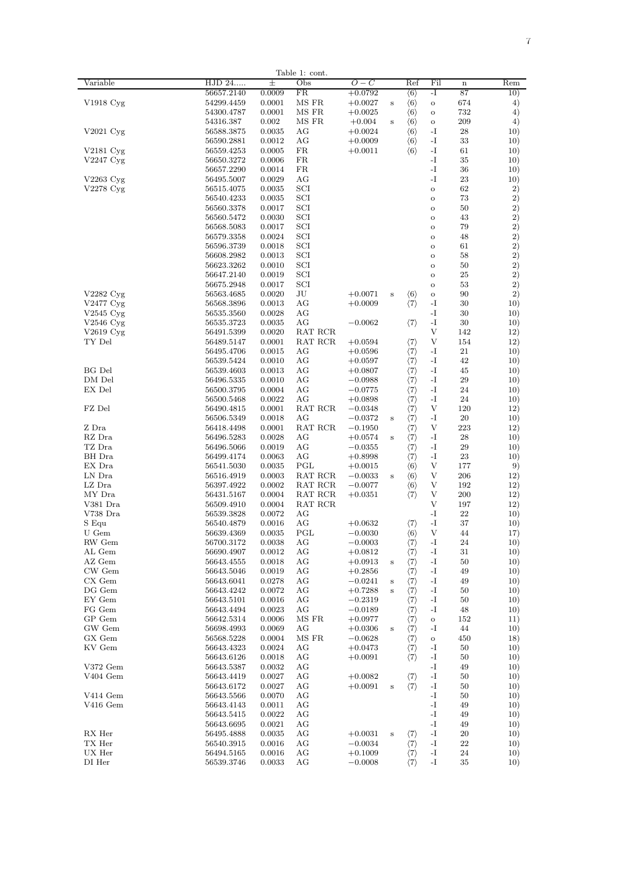Table 1: cont.

| Variable | HJD 24..... | ± | Obs | $O-C$ | | Ref | Fil | n | Rem |
|---|---|---|---|---|---|---|---|---|---|
| | 56657.2140 | 0.0009 | FR | +0.0792 | | ⟨6⟩ | -I | 87 | 10) |
| V1918 Cyg | 54299.4459 | 0.0001 | MS FR | +0.0027 | s | ⟨6⟩ | o | 674 | 4) |
| | 54300.4787 | 0.0001 | MS FR | +0.0025 | | ⟨6⟩ | o | 732 | 4) |
| | 54316.387 | 0.002 | MS FR | +0.004 | s | ⟨6⟩ | o | 209 | 4) |
| V2021 Cyg | 56588.3875 | 0.0035 | AG | +0.0024 | | ⟨6⟩ | -I | 28 | 10) |
| | 56590.2881 | 0.0012 | AG | +0.0009 | | ⟨6⟩ | -I | 33 | 10) |
| V2181 Cyg | 56559.4253 | 0.0005 | FR | +0.0011 | | ⟨6⟩ | -I | 61 | 10) |
| V2247 Cyg | 56650.3272 | 0.0006 | FR | | | | -I | 35 | 10) |
| | 56657.2290 | 0.0014 | FR | | | | -I | 36 | 10) |
| V2263 Cyg | 56495.5007 | 0.0029 | AG | | | | -I | 23 | 10) |
| V2278 Cyg | 56515.4075 | 0.0035 | SCI | | | | o | 62 | 2) |
| | 56540.4233 | 0.0035 | SCI | | | | o | 73 | 2) |
| | 56560.3378 | 0.0017 | SCI | | | | o | 50 | 2) |
| | 56560.5472 | 0.0030 | SCI | | | | o | 43 | 2) |
| | 56568.5083 | 0.0017 | SCI | | | | o | 79 | 2) |
| | 56579.3358 | 0.0024 | SCI | | | | o | 48 | 2) |
| | 56596.3739 | 0.0018 | SCI | | | | o | 61 | 2) |
| | 56608.2982 | 0.0013 | SCI | | | | o | 58 | 2) |
| | 56623.3262 | 0.0010 | SCI | | | | o | 50 | 2) |
| | 56647.2140 | 0.0019 | SCI | | | | o | 25 | 2) |
| | 56675.2948 | 0.0017 | SCI | | | | o | 53 | 2) |
| V2282 Cyg | 56563.4685 | 0.0020 | JU | +0.0071 | s | ⟨6⟩ | o | 90 | 2) |
| V2477 Cyg | 56568.3896 | 0.0013 | AG | +0.0009 | | ⟨7⟩ | -I | 30 | 10) |
| V2545 Cyg | 56535.3560 | 0.0028 | AG | | | | -I | 30 | 10) |
| V2546 Cyg | 56535.3723 | 0.0035 | AG | −0.0062 | | ⟨7⟩ | -I | 30 | 10) |
| V2619 Cyg | 56491.5399 | 0.0020 | RAT RCR | | | | V | 142 | 12) |
| TY Del | 56489.5147 | 0.0001 | RAT RCR | +0.0594 | | ⟨7⟩ | V | 154 | 12) |
| | 56495.4706 | 0.0015 | AG | +0.0596 | | ⟨7⟩ | -I | 21 | 10) |
| | 56539.5424 | 0.0010 | AG | +0.0597 | | ⟨7⟩ | -I | 42 | 10) |
| BG Del | 56539.4603 | 0.0013 | AG | +0.0807 | | ⟨7⟩ | -I | 45 | 10) |
| DM Del | 56496.5335 | 0.0010 | AG | −0.0988 | | ⟨7⟩ | -I | 29 | 10) |
| EX Del | 56500.3795 | 0.0004 | AG | −0.0775 | | ⟨7⟩ | -I | 24 | 10) |
| | 56500.5468 | 0.0022 | AG | +0.0898 | | ⟨7⟩ | -I | 24 | 10) |
| FZ Del | 56490.4815 | 0.0001 | RAT RCR | −0.0348 | | ⟨7⟩ | V | 120 | 12) |
| | 56506.5349 | 0.0018 | AG | −0.0372 | s | ⟨7⟩ | -I | 20 | 10) |
| Z Dra | 56418.4498 | 0.0001 | RAT RCR | −0.1950 | | ⟨7⟩ | V | 223 | 12) |
| RZ Dra | 56496.5283 | 0.0028 | AG | +0.0574 | s | ⟨7⟩ | -I | 28 | 10) |
| TZ Dra | 56496.5066 | 0.0019 | AG | −0.0355 | | ⟨7⟩ | -I | 29 | 10) |
| BH Dra | 56499.4174 | 0.0063 | AG | +0.8998 | | ⟨7⟩ | -I | 23 | 10) |
| EX Dra | 56541.5030 | 0.0035 | PGL | +0.0015 | | ⟨6⟩ | V | 177 | 9) |
| LN Dra | 56516.4919 | 0.0003 | RAT RCR | −0.0033 | s | ⟨6⟩ | V | 206 | 12) |
| LZ Dra | 56397.4922 | 0.0002 | RAT RCR | −0.0077 | | ⟨6⟩ | V | 192 | 12) |
| MY Dra | 56431.5167 | 0.0004 | RAT RCR | +0.0351 | | ⟨7⟩ | V | 200 | 12) |
| V381 Dra | 56509.4910 | 0.0004 | RAT RCR | | | | V | 197 | 12) |
| V738 Dra | 56539.3828 | 0.0072 | AG | | | | -I | 22 | 10) |
| S Equ | 56540.4879 | 0.0016 | AG | +0.0632 | | ⟨7⟩ | -I | 37 | 10) |
| U Gem | 56639.4369 | 0.0035 | PGL | −0.0030 | | ⟨6⟩ | V | 44 | 17) |
| RW Gem | 56700.3172 | 0.0038 | AG | −0.0003 | | ⟨7⟩ | -I | 24 | 10) |
| AL Gem | 56690.4907 | 0.0012 | AG | +0.0812 | | ⟨7⟩ | -I | 31 | 10) |
| AZ Gem | 56643.4555 | 0.0018 | AG | +0.0913 | s | ⟨7⟩ | -I | 50 | 10) |
| CW Gem | 56643.5046 | 0.0019 | AG | +0.2856 | | ⟨7⟩ | -I | 49 | 10) |
| CX Gem | 56643.6041 | 0.0278 | AG | −0.0241 | s | ⟨7⟩ | -I | 49 | 10) |
| DG Gem | 56643.4242 | 0.0072 | AG | +0.7288 | s | ⟨7⟩ | -I | 50 | 10) |
| EY Gem | 56643.5101 | 0.0016 | AG | −0.2319 | | ⟨7⟩ | -I | 50 | 10) |
| FG Gem | 56643.4494 | 0.0023 | AG | −0.0189 | | ⟨7⟩ | -I | 48 | 10) |
| GP Gem | 56642.5314 | 0.0006 | MS FR | +0.0977 | | ⟨7⟩ | o | 152 | 11) |
| GW Gem | 56698.4993 | 0.0069 | AG | +0.0306 | s | ⟨7⟩ | -I | 44 | 10) |
| GX Gem | 56568.5228 | 0.0004 | MS FR | −0.0628 | | ⟨7⟩ | o | 450 | 18) |
| KV Gem | 56643.4323 | 0.0024 | AG | +0.0473 | | ⟨7⟩ | -I | 50 | 10) |
| | 56643.6126 | 0.0018 | AG | +0.0091 | | ⟨7⟩ | -I | 50 | 10) |
| V372 Gem | 56643.5387 | 0.0032 | AG | | | | -I | 49 | 10) |
| V404 Gem | 56643.4419 | 0.0027 | AG | +0.0082 | | ⟨7⟩ | -I | 50 | 10) |
| | 56643.6172 | 0.0027 | AG | +0.0091 | s | ⟨7⟩ | -I | 50 | 10) |
| V414 Gem | 56643.5566 | 0.0070 | AG | | | | -I | 50 | 10) |
| V416 Gem | 56643.4143 | 0.0011 | AG | | | | -I | 49 | 10) |
| | 56643.5415 | 0.0022 | AG | | | | -I | 49 | 10) |
| | 56643.6695 | 0.0021 | AG | | | | -I | 49 | 10) |
| RX Her | 56495.4888 | 0.0035 | AG | +0.0031 | s | ⟨7⟩ | -I | 20 | 10) |
| TX Her | 56540.3915 | 0.0016 | AG | −0.0034 | | ⟨7⟩ | -I | 22 | 10) |
| UX Her | 56494.5165 | 0.0016 | AG | +0.1009 | | ⟨7⟩ | -I | 24 | 10) |
| DI Her | 56539.3746 | 0.0033 | AG | −0.0008 | | ⟨7⟩ | -I | 35 | 10) |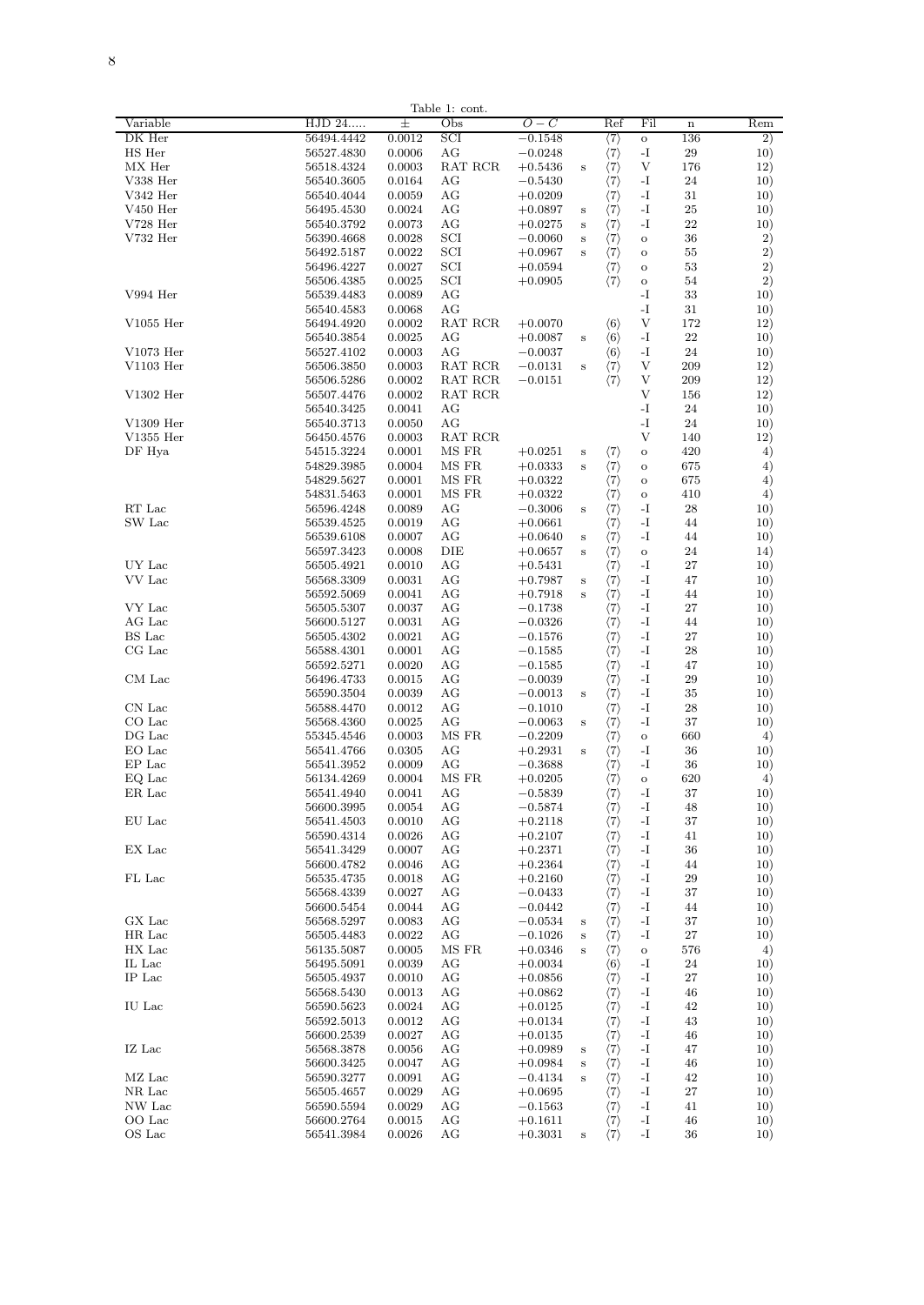Table 1: cont.

| Variable | HJD 24..... | ± | Obs | $O-C$ | | Ref | Fil | n | Rem |
|---|---|---|---|---|---|---|---|---|---|
| DK Her | 56494.4442 | 0.0012 | SCI | −0.1548 | | ⟨7⟩ | o | 136 | 2) |
| HS Her | 56527.4830 | 0.0006 | AG | −0.0248 | | ⟨7⟩ | -I | 29 | 10) |
| MX Her | 56518.4324 | 0.0003 | RAT RCR | +0.5436 | s | ⟨7⟩ | V | 176 | 12) |
| V338 Her | 56540.3605 | 0.0164 | AG | −0.5430 | | ⟨7⟩ | -I | 24 | 10) |
| V342 Her | 56540.4044 | 0.0059 | AG | +0.0209 | | ⟨7⟩ | -I | 31 | 10) |
| V450 Her | 56495.4530 | 0.0024 | AG | +0.0897 | s | ⟨7⟩ | -I | 25 | 10) |
| V728 Her | 56540.3792 | 0.0073 | AG | +0.0275 | s | ⟨7⟩ | -I | 22 | 10) |
| V732 Her | 56390.4668 | 0.0028 | SCI | −0.0060 | s | ⟨7⟩ | o | 36 | 2) |
| | 56492.5187 | 0.0022 | SCI | +0.0967 | s | ⟨7⟩ | o | 55 | 2) |
| | 56496.4227 | 0.0027 | SCI | +0.0594 | | ⟨7⟩ | o | 53 | 2) |
| | 56506.4385 | 0.0025 | SCI | +0.0905 | | ⟨7⟩ | o | 54 | 2) |
| V994 Her | 56539.4483 | 0.0089 | AG | | | | -I | 33 | 10) |
| | 56540.4583 | 0.0068 | AG | | | | -I | 31 | 10) |
| V1055 Her | 56494.4920 | 0.0002 | RAT RCR | +0.0070 | | ⟨6⟩ | V | 172 | 12) |
| | 56540.3854 | 0.0025 | AG | +0.0087 | s | ⟨6⟩ | -I | 22 | 10) |
| V1073 Her | 56527.4102 | 0.0003 | AG | −0.0037 | | ⟨6⟩ | -I | 24 | 10) |
| V1103 Her | 56506.3850 | 0.0003 | RAT RCR | −0.0131 | s | ⟨7⟩ | V | 209 | 12) |
| | 56506.5286 | 0.0002 | RAT RCR | −0.0151 | | ⟨7⟩ | V | 209 | 12) |
| V1302 Her | 56507.4476 | 0.0002 | RAT RCR | | | | V | 156 | 12) |
| | 56540.3425 | 0.0041 | AG | | | | -I | 24 | 10) |
| V1309 Her | 56540.3713 | 0.0050 | AG | | | | -I | 24 | 10) |
| V1355 Her | 56450.4576 | 0.0003 | RAT RCR | | | | V | 140 | 12) |
| DF Hya | 54515.3224 | 0.0001 | MS FR | +0.0251 | s | ⟨7⟩ | o | 420 | 4) |
| | 54829.3985 | 0.0004 | MS FR | +0.0333 | s | ⟨7⟩ | o | 675 | 4) |
| | 54829.5627 | 0.0001 | MS FR | +0.0322 | | ⟨7⟩ | o | 675 | 4) |
| | 54831.5463 | 0.0001 | MS FR | +0.0322 | | ⟨7⟩ | o | 410 | 4) |
| RT Lac | 56596.4248 | 0.0089 | AG | −0.3006 | s | ⟨7⟩ | -I | 28 | 10) |
| SW Lac | 56539.4525 | 0.0019 | AG | +0.0661 | | ⟨7⟩ | -I | 44 | 10) |
| | 56539.6108 | 0.0007 | AG | +0.0640 | s | ⟨7⟩ | -I | 44 | 10) |
| | 56597.3423 | 0.0008 | DIE | +0.0657 | s | ⟨7⟩ | o | 24 | 14) |
| UY Lac | 56505.4921 | 0.0010 | AG | +0.5431 | | ⟨7⟩ | -I | 27 | 10) |
| VV Lac | 56568.3309 | 0.0031 | AG | +0.7987 | s | ⟨7⟩ | -I | 47 | 10) |
| | 56592.5069 | 0.0041 | AG | +0.7918 | s | ⟨7⟩ | -I | 44 | 10) |
| VY Lac | 56505.5307 | 0.0037 | AG | −0.1738 | | ⟨7⟩ | -I | 27 | 10) |
| AG Lac | 56600.5127 | 0.0031 | AG | −0.0326 | | ⟨7⟩ | -I | 44 | 10) |
| BS Lac | 56505.4302 | 0.0021 | AG | −0.1576 | | ⟨7⟩ | -I | 27 | 10) |
| CG Lac | 56588.4301 | 0.0001 | AG | −0.1585 | | ⟨7⟩ | -I | 28 | 10) |
| | 56592.5271 | 0.0020 | AG | −0.1585 | | ⟨7⟩ | -I | 47 | 10) |
| CM Lac | 56496.4733 | 0.0015 | AG | −0.0039 | | ⟨7⟩ | -I | 29 | 10) |
| | 56590.3504 | 0.0039 | AG | −0.0013 | s | ⟨7⟩ | -I | 35 | 10) |
| CN Lac | 56588.4470 | 0.0012 | AG | −0.1010 | | ⟨7⟩ | -I | 28 | 10) |
| CO Lac | 56568.4360 | 0.0025 | AG | −0.0063 | s | ⟨7⟩ | -I | 37 | 10) |
| DG Lac | 55345.4546 | 0.0003 | MS FR | −0.2209 | | ⟨7⟩ | o | 660 | 4) |
| EO Lac | 56541.4766 | 0.0305 | AG | +0.2931 | s | ⟨7⟩ | -I | 36 | 10) |
| EP Lac | 56541.3952 | 0.0009 | AG | −0.3688 | | ⟨7⟩ | -I | 36 | 10) |
| EQ Lac | 56134.4269 | 0.0004 | MS FR | +0.0205 | | ⟨7⟩ | o | 620 | 4) |
| ER Lac | 56541.4940 | 0.0041 | AG | −0.5839 | | ⟨7⟩ | -I | 37 | 10) |
| | 56600.3995 | 0.0054 | AG | −0.5874 | | ⟨7⟩ | -I | 48 | 10) |
| EU Lac | 56541.4503 | 0.0010 | AG | +0.2118 | | ⟨7⟩ | -I | 37 | 10) |
| | 56590.4314 | 0.0026 | AG | +0.2107 | | ⟨7⟩ | -I | 41 | 10) |
| EX Lac | 56541.3429 | 0.0007 | AG | +0.2371 | | ⟨7⟩ | -I | 36 | 10) |
| | 56600.4782 | 0.0046 | AG | +0.2364 | | ⟨7⟩ | -I | 44 | 10) |
| FL Lac | 56535.4735 | 0.0018 | AG | +0.2160 | | ⟨7⟩ | -I | 29 | 10) |
| | 56568.4339 | 0.0027 | AG | −0.0433 | | ⟨7⟩ | -I | 37 | 10) |
| | 56600.5454 | 0.0044 | AG | −0.0442 | | ⟨7⟩ | -I | 44 | 10) |
| GX Lac | 56568.5297 | 0.0083 | AG | −0.0534 | s | ⟨7⟩ | -I | 37 | 10) |
| HR Lac | 56505.4483 | 0.0022 | AG | −0.1026 | s | ⟨7⟩ | -I | 27 | 10) |
| HX Lac | 56135.5087 | 0.0005 | MS FR | +0.0346 | s | ⟨7⟩ | o | 576 | 4) |
| IL Lac | 56495.5091 | 0.0039 | AG | +0.0034 | | ⟨6⟩ | -I | 24 | 10) |
| IP Lac | 56505.4937 | 0.0010 | AG | +0.0856 | | ⟨7⟩ | -I | 27 | 10) |
| | 56568.5430 | 0.0013 | AG | +0.0862 | | ⟨7⟩ | -I | 46 | 10) |
| IU Lac | 56590.5623 | 0.0024 | AG | +0.0125 | | ⟨7⟩ | -I | 42 | 10) |
| | 56592.5013 | 0.0012 | AG | +0.0134 | | ⟨7⟩ | -I | 43 | 10) |
| | 56600.2539 | 0.0027 | AG | +0.0135 | | ⟨7⟩ | -I | 46 | 10) |
| IZ Lac | 56568.3878 | 0.0056 | AG | +0.0989 | s | ⟨7⟩ | -I | 47 | 10) |
| | 56600.3425 | 0.0047 | AG | +0.0984 | s | ⟨7⟩ | -I | 46 | 10) |
| MZ Lac | 56590.3277 | 0.0091 | AG | −0.4134 | s | ⟨7⟩ | -I | 42 | 10) |
| NR Lac | 56505.4657 | 0.0029 | AG | +0.0695 | | ⟨7⟩ | -I | 27 | 10) |
| NW Lac | 56590.5594 | 0.0029 | AG | −0.1563 | | ⟨7⟩ | -I | 41 | 10) |
| OO Lac | 56600.2764 | 0.0015 | AG | +0.1611 | | ⟨7⟩ | -I | 46 | 10) |
| OS Lac | 56541.3984 | 0.0026 | AG | +0.3031 | s | ⟨7⟩ | -I | 36 | 10) |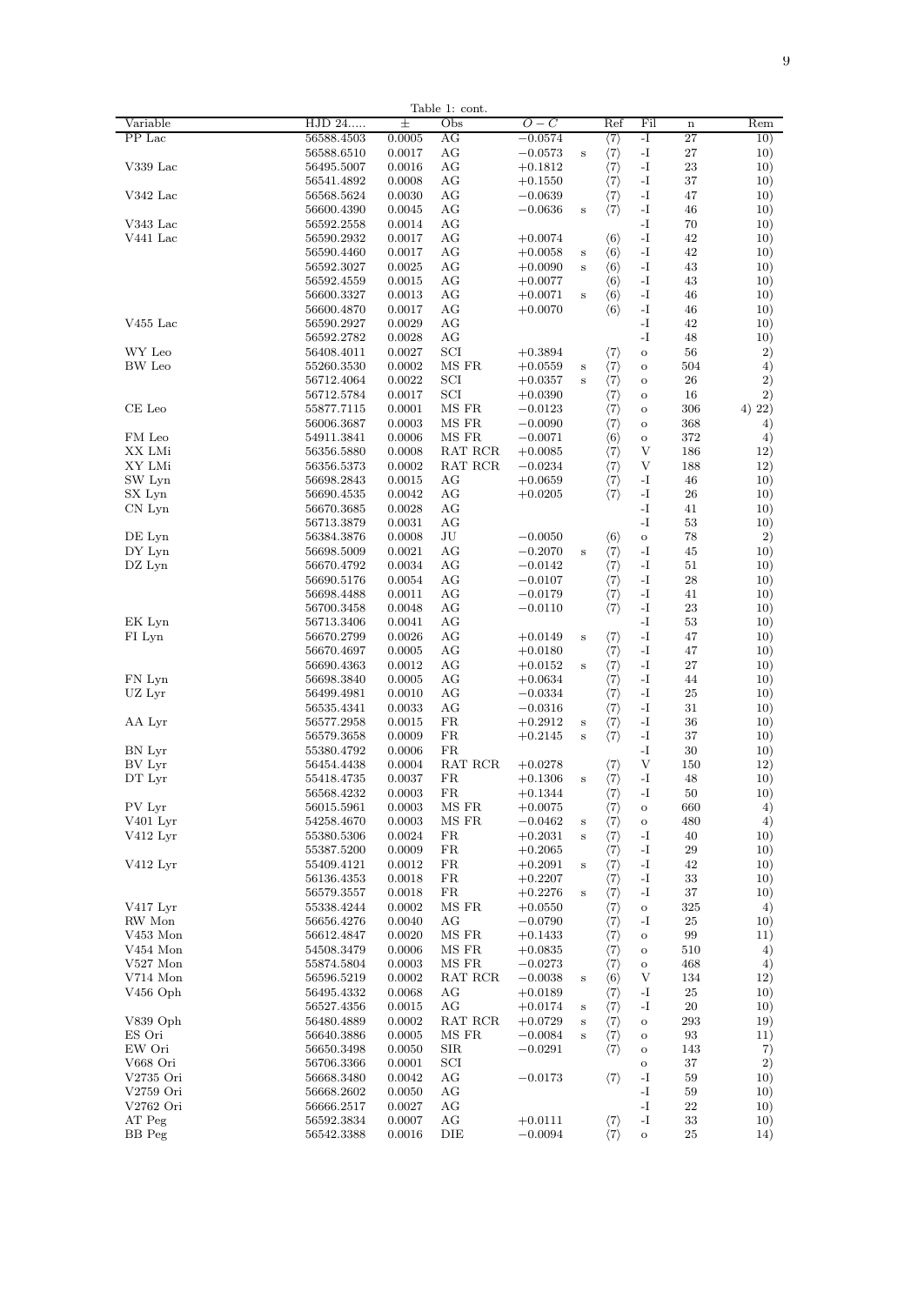Table 1: cont.

| Variable | HJD 24..... | ± | Obs | $O-C$ | | Ref | Fil | n | Rem |
|---|---|---|---|---|---|---|---|---|---|
| PP Lac | 56588.4503 | 0.0005 | AG | $-0.0574$ | | ⟨7⟩ | -I | 27 | 10) |
| | 56588.6510 | 0.0017 | AG | $-0.0573$ | s | ⟨7⟩ | -I | 27 | 10) |
| V339 Lac | 56495.5007 | 0.0016 | AG | $+0.1812$ | | ⟨7⟩ | -I | 23 | 10) |
| | 56541.4892 | 0.0008 | AG | $+0.1550$ | | ⟨7⟩ | -I | 37 | 10) |
| V342 Lac | 56568.5624 | 0.0030 | AG | $-0.0639$ | | ⟨7⟩ | -I | 47 | 10) |
| | 56600.4390 | 0.0045 | AG | $-0.0636$ | s | ⟨7⟩ | -I | 46 | 10) |
| V343 Lac | 56592.2558 | 0.0014 | AG | | | | -I | 70 | 10) |
| V441 Lac | 56590.2932 | 0.0017 | AG | $+0.0074$ | | ⟨6⟩ | -I | 42 | 10) |
| | 56590.4460 | 0.0017 | AG | $+0.0058$ | s | ⟨6⟩ | -I | 42 | 10) |
| | 56592.3027 | 0.0025 | AG | $+0.0090$ | s | ⟨6⟩ | -I | 43 | 10) |
| | 56592.4559 | 0.0015 | AG | $+0.0077$ | | ⟨6⟩ | -I | 43 | 10) |
| | 56600.3327 | 0.0013 | AG | $+0.0071$ | s | ⟨6⟩ | -I | 46 | 10) |
| | 56600.4870 | 0.0017 | AG | $+0.0070$ | | ⟨6⟩ | -I | 46 | 10) |
| V455 Lac | 56590.2927 | 0.0029 | AG | | | | -I | 42 | 10) |
| | 56592.2782 | 0.0028 | AG | | | | -I | 48 | 10) |
| WY Leo | 56408.4011 | 0.0027 | SCI | $+0.3894$ | | ⟨7⟩ | o | 56 | 2) |
| BW Leo | 55260.3530 | 0.0002 | MS FR | $+0.0559$ | s | ⟨7⟩ | o | 504 | 4) |
| | 56712.4064 | 0.0022 | SCI | $+0.0357$ | s | ⟨7⟩ | o | 26 | 2) |
| | 56712.5784 | 0.0017 | SCI | $+0.0390$ | | ⟨7⟩ | o | 16 | 2) |
| CE Leo | 55877.7115 | 0.0001 | MS FR | $-0.0123$ | | ⟨7⟩ | o | 306 | 4) 22) |
| | 56006.3687 | 0.0003 | MS FR | $-0.0090$ | | ⟨7⟩ | o | 368 | 4) |
| FM Leo | 54911.3841 | 0.0006 | MS FR | $-0.0071$ | | ⟨6⟩ | o | 372 | 4) |
| XX LMi | 56356.5880 | 0.0008 | RAT RCR | $+0.0085$ | | ⟨7⟩ | V | 186 | 12) |
| XY LMi | 56356.5373 | 0.0002 | RAT RCR | $-0.0234$ | | ⟨7⟩ | V | 188 | 12) |
| SW Lyn | 56698.2843 | 0.0015 | AG | $+0.0659$ | | ⟨7⟩ | -I | 46 | 10) |
| SX Lyn | 56690.4535 | 0.0042 | AG | $+0.0205$ | | ⟨7⟩ | -I | 26 | 10) |
| CN Lyn | 56670.3685 | 0.0028 | AG | | | | -I | 41 | 10) |
| | 56713.3879 | 0.0031 | AG | | | | -I | 53 | 10) |
| DE Lyn | 56384.3876 | 0.0008 | JU | $-0.0050$ | | ⟨6⟩ | o | 78 | 2) |
| DY Lyn | 56698.5009 | 0.0021 | AG | $-0.2070$ | s | ⟨7⟩ | -I | 45 | 10) |
| DZ Lyn | 56670.4792 | 0.0034 | AG | $-0.0142$ | | ⟨7⟩ | -I | 51 | 10) |
| | 56690.5176 | 0.0054 | AG | $-0.0107$ | | ⟨7⟩ | -I | 28 | 10) |
| | 56698.4488 | 0.0011 | AG | $-0.0179$ | | ⟨7⟩ | -I | 41 | 10) |
| | 56700.3458 | 0.0048 | AG | $-0.0110$ | | ⟨7⟩ | -I | 23 | 10) |
| EK Lyn | 56713.3406 | 0.0041 | AG | | | | -I | 53 | 10) |
| FI Lyn | 56670.2799 | 0.0026 | AG | $+0.0149$ | s | ⟨7⟩ | -I | 47 | 10) |
| | 56670.4697 | 0.0005 | AG | $+0.0180$ | | ⟨7⟩ | -I | 47 | 10) |
| | 56690.4363 | 0.0012 | AG | $+0.0152$ | s | ⟨7⟩ | -I | 27 | 10) |
| FN Lyn | 56698.3840 | 0.0005 | AG | $+0.0634$ | | ⟨7⟩ | -I | 44 | 10) |
| UZ Lyr | 56499.4981 | 0.0010 | AG | $-0.0334$ | | ⟨7⟩ | -I | 25 | 10) |
| | 56535.4341 | 0.0033 | AG | $-0.0316$ | | ⟨7⟩ | -I | 31 | 10) |
| AA Lyr | 56577.2958 | 0.0015 | FR | $+0.2912$ | s | ⟨7⟩ | -I | 36 | 10) |
| | 56579.3658 | 0.0009 | FR | $+0.2145$ | s | ⟨7⟩ | -I | 37 | 10) |
| BN Lyr | 55380.4792 | 0.0006 | FR | | | | -I | 30 | 10) |
| BV Lyr | 56454.4438 | 0.0004 | RAT RCR | $+0.0278$ | | ⟨7⟩ | V | 150 | 12) |
| DT Lyr | 55418.4735 | 0.0037 | FR | $+0.1306$ | s | ⟨7⟩ | -I | 48 | 10) |
| | 56568.4232 | 0.0003 | FR | $+0.1344$ | | ⟨7⟩ | -I | 50 | 10) |
| PV Lyr | 56015.5961 | 0.0003 | MS FR | $+0.0075$ | | ⟨7⟩ | o | 660 | 4) |
| V401 Lyr | 54258.4670 | 0.0003 | MS FR | $-0.0462$ | s | ⟨7⟩ | o | 480 | 4) |
| V412 Lyr | 55380.5306 | 0.0024 | FR | $+0.2031$ | s | ⟨7⟩ | -I | 40 | 10) |
| | 55387.5200 | 0.0009 | FR | $+0.2065$ | | ⟨7⟩ | -I | 29 | 10) |
| V412 Lyr | 55409.4121 | 0.0012 | FR | $+0.2091$ | s | ⟨7⟩ | -I | 42 | 10) |
| | 56136.4353 | 0.0018 | FR | $+0.2207$ | | ⟨7⟩ | -I | 33 | 10) |
| | 56579.3557 | 0.0018 | FR | $+0.2276$ | s | ⟨7⟩ | -I | 37 | 10) |
| V417 Lyr | 55338.4244 | 0.0002 | MS FR | $+0.0550$ | | ⟨7⟩ | o | 325 | 4) |
| RW Mon | 56656.4276 | 0.0040 | AG | $-0.0790$ | | ⟨7⟩ | -I | 25 | 10) |
| V453 Mon | 56612.4847 | 0.0020 | MS FR | $+0.1433$ | | ⟨7⟩ | o | 99 | 11) |
| V454 Mon | 54508.3479 | 0.0006 | MS FR | $+0.0835$ | | ⟨7⟩ | o | 510 | 4) |
| V527 Mon | 55874.5804 | 0.0003 | MS FR | $-0.0273$ | | ⟨7⟩ | o | 468 | 4) |
| V714 Mon | 56596.5219 | 0.0002 | RAT RCR | $-0.0038$ | s | ⟨6⟩ | V | 134 | 12) |
| V456 Oph | 56495.4332 | 0.0068 | AG | $+0.0189$ | | ⟨7⟩ | -I | 25 | 10) |
| | 56527.4356 | 0.0015 | AG | $+0.0174$ | s | ⟨7⟩ | -I | 20 | 10) |
| V839 Oph | 56480.4889 | 0.0002 | RAT RCR | $+0.0729$ | s | ⟨7⟩ | o | 293 | 19) |
| ES Ori | 56640.3886 | 0.0005 | MS FR | $-0.0084$ | s | ⟨7⟩ | o | 93 | 11) |
| EW Ori | 56650.3498 | 0.0050 | SIR | $-0.0291$ | | ⟨7⟩ | o | 143 | 7) |
| V668 Ori | 56706.3366 | 0.0001 | SCI | | | | o | 37 | 2) |
| V2735 Ori | 56668.3480 | 0.0042 | AG | $-0.0173$ | | ⟨7⟩ | -I | 59 | 10) |
| V2759 Ori | 56668.2602 | 0.0050 | AG | | | | -I | 59 | 10) |
| V2762 Ori | 56666.2517 | 0.0027 | AG | | | | -I | 22 | 10) |
| AT Peg | 56592.3834 | 0.0007 | AG | $+0.0111$ | | ⟨7⟩ | -I | 33 | 10) |
| BB Peg | 56542.3388 | 0.0016 | DIE | $-0.0094$ | | ⟨7⟩ | o | 25 | 14) |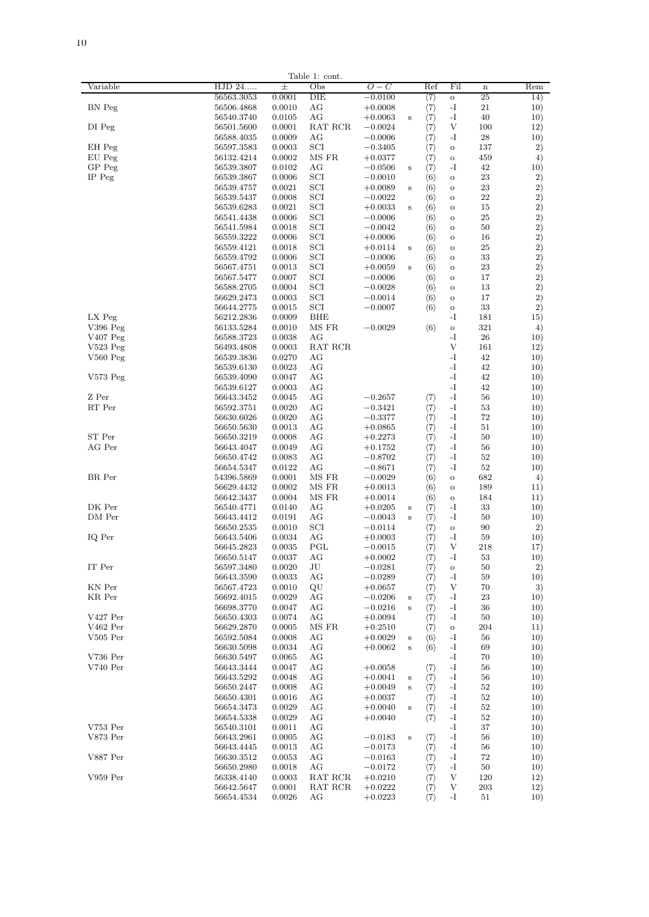Table 1: cont.

| Variable | HJD 24..... | ± | Obs | $O-C$ | | Ref | Fil | n | Rem |
|---|---|---|---|---|---|---|---|---|---|
| | 56563.3053 | 0.0001 | DIE | −0.0100 | | ⟨7⟩ | o | 25 | 14) |
| BN Peg | 56506.4868 | 0.0010 | AG | +0.0008 | | ⟨7⟩ | -I | 21 | 10) |
| | 56540.3740 | 0.0105 | AG | +0.0063 | s | ⟨7⟩ | -I | 40 | 10) |
| DI Peg | 56501.5600 | 0.0001 | RAT RCR | −0.0024 | | ⟨7⟩ | V | 100 | 12) |
| | 56588.4035 | 0.0009 | AG | −0.0006 | | ⟨7⟩ | -I | 28 | 10) |
| EH Peg | 56597.3583 | 0.0003 | SCI | −0.3405 | | ⟨7⟩ | o | 137 | 2) |
| EU Peg | 56132.4214 | 0.0002 | MS FR | +0.0377 | | ⟨7⟩ | o | 459 | 4) |
| GP Peg | 56539.3807 | 0.0102 | AG | −0.0506 | s | ⟨7⟩ | -I | 42 | 10) |
| IP Peg | 56539.3867 | 0.0006 | SCI | −0.0010 | | ⟨6⟩ | o | 23 | 2) |
| | 56539.4757 | 0.0021 | SCI | +0.0089 | s | ⟨6⟩ | o | 23 | 2) |
| | 56539.5437 | 0.0008 | SCI | −0.0022 | | ⟨6⟩ | o | 22 | 2) |
| | 56539.6283 | 0.0021 | SCI | +0.0033 | s | ⟨6⟩ | o | 15 | 2) |
| | 56541.4438 | 0.0006 | SCI | −0.0006 | | ⟨6⟩ | o | 25 | 2) |
| | 56541.5984 | 0.0018 | SCI | −0.0042 | | ⟨6⟩ | o | 50 | 2) |
| | 56559.3222 | 0.0006 | SCI | +0.0006 | | ⟨6⟩ | o | 16 | 2) |
| | 56559.4121 | 0.0018 | SCI | +0.0114 | s | ⟨6⟩ | o | 25 | 2) |
| | 56559.4792 | 0.0006 | SCI | −0.0006 | | ⟨6⟩ | o | 33 | 2) |
| | 56567.4751 | 0.0013 | SCI | +0.0059 | s | ⟨6⟩ | o | 23 | 2) |
| | 56567.5477 | 0.0007 | SCI | −0.0006 | | ⟨6⟩ | o | 17 | 2) |
| | 56588.2705 | 0.0004 | SCI | −0.0028 | | ⟨6⟩ | o | 13 | 2) |
| | 56629.2473 | 0.0003 | SCI | −0.0014 | | ⟨6⟩ | o | 17 | 2) |
| | 56644.2775 | 0.0015 | SCI | −0.0007 | | ⟨6⟩ | o | 33 | 2) |
| LX Peg | 56212.2836 | 0.0009 | BHE | | | | -I | 181 | 15) |
| V396 Peg | 56133.5284 | 0.0010 | MS FR | −0.0029 | | ⟨6⟩ | o | 321 | 4) |
| V407 Peg | 56588.3723 | 0.0038 | AG | | | | -I | 26 | 10) |
| V523 Peg | 56493.4808 | 0.0003 | RAT RCR | | | | V | 161 | 12) |
| V560 Peg | 56539.3836 | 0.0270 | AG | | | | -I | 42 | 10) |
| | 56539.6130 | 0.0023 | AG | | | | -I | 42 | 10) |
| V573 Peg | 56539.4090 | 0.0047 | AG | | | | -I | 42 | 10) |
| | 56539.6127 | 0.0003 | AG | | | | -I | 42 | 10) |
| Z Per | 56643.3452 | 0.0045 | AG | −0.2657 | | ⟨7⟩ | -I | 56 | 10) |
| RT Per | 56592.3751 | 0.0020 | AG | −0.3421 | | ⟨7⟩ | -I | 53 | 10) |
| | 56630.6026 | 0.0020 | AG | −0.3377 | | ⟨7⟩ | -I | 72 | 10) |
| | 56650.5630 | 0.0013 | AG | +0.0865 | | ⟨7⟩ | -I | 51 | 10) |
| ST Per | 56650.3219 | 0.0008 | AG | +0.2273 | | ⟨7⟩ | -I | 50 | 10) |
| AG Per | 56643.4047 | 0.0049 | AG | +0.1752 | | ⟨7⟩ | -I | 56 | 10) |
| | 56650.4742 | 0.0083 | AG | −0.8702 | | ⟨7⟩ | -I | 52 | 10) |
| | 56654.5347 | 0.0122 | AG | −0.8671 | | ⟨7⟩ | -I | 52 | 10) |
| BR Per | 54396.5869 | 0.0001 | MS FR | −0.0029 | | ⟨6⟩ | o | 682 | 4) |
| | 56629.4432 | 0.0002 | MS FR | +0.0013 | | ⟨6⟩ | o | 189 | 11) |
| | 56642.3437 | 0.0004 | MS FR | +0.0014 | | ⟨6⟩ | o | 184 | 11) |
| DK Per | 56540.4771 | 0.0140 | AG | +0.0205 | s | ⟨7⟩ | -I | 33 | 10) |
| DM Per | 56643.4412 | 0.0191 | AG | −0.0043 | s | ⟨7⟩ | -I | 50 | 10) |
| | 56650.2535 | 0.0010 | SCI | −0.0114 | | ⟨7⟩ | o | 90 | 2) |
| IQ Per | 56643.5406 | 0.0034 | AG | +0.0003 | | ⟨7⟩ | -I | 59 | 10) |
| | 56645.2823 | 0.0035 | PGL | −0.0015 | | ⟨7⟩ | V | 218 | 17) |
| | 56650.5147 | 0.0037 | AG | +0.0002 | | ⟨7⟩ | -I | 53 | 10) |
| IT Per | 56597.3480 | 0.0020 | JU | −0.0281 | | ⟨7⟩ | o | 50 | 2) |
| | 56643.3590 | 0.0033 | AG | −0.0289 | | ⟨7⟩ | -I | 59 | 10) |
| KN Per | 56567.4723 | 0.0010 | QU | +0.0657 | | ⟨7⟩ | V | 70 | 3) |
| KR Per | 56692.4015 | 0.0029 | AG | −0.0206 | s | ⟨7⟩ | -I | 23 | 10) |
| | 56698.3770 | 0.0047 | AG | −0.0216 | s | ⟨7⟩ | -I | 36 | 10) |
| V427 Per | 56650.4303 | 0.0074 | AG | +0.0094 | | ⟨7⟩ | -I | 50 | 10) |
| V462 Per | 56629.2870 | 0.0005 | MS FR | +0.2510 | | ⟨7⟩ | o | 204 | 11) |
| V505 Per | 56592.5084 | 0.0008 | AG | +0.0029 | s | ⟨6⟩ | -I | 56 | 10) |
| | 56630.5098 | 0.0034 | AG | +0.0062 | s | ⟨6⟩ | -I | 69 | 10) |
| V736 Per | 56630.5497 | 0.0065 | AG | | | | -I | 70 | 10) |
| V740 Per | 56643.3444 | 0.0047 | AG | +0.0058 | | ⟨7⟩ | -I | 56 | 10) |
| | 56643.5292 | 0.0048 | AG | +0.0041 | s | ⟨7⟩ | -I | 56 | 10) |
| | 56650.2447 | 0.0008 | AG | +0.0049 | s | ⟨7⟩ | -I | 52 | 10) |
| | 56650.4301 | 0.0016 | AG | +0.0037 | | ⟨7⟩ | -I | 52 | 10) |
| | 56654.3473 | 0.0029 | AG | +0.0040 | s | ⟨7⟩ | -I | 52 | 10) |
| | 56654.5338 | 0.0029 | AG | +0.0040 | | ⟨7⟩ | -I | 52 | 10) |
| V753 Per | 56540.3101 | 0.0011 | AG | | | | -I | 37 | 10) |
| V873 Per | 56643.2961 | 0.0005 | AG | −0.0183 | s | ⟨7⟩ | -I | 56 | 10) |
| | 56643.4445 | 0.0013 | AG | −0.0173 | | ⟨7⟩ | -I | 56 | 10) |
| V887 Per | 56630.3512 | 0.0053 | AG | −0.0163 | | ⟨7⟩ | -I | 72 | 10) |
| | 56650.2980 | 0.0018 | AG | −0.0172 | | ⟨7⟩ | -I | 50 | 10) |
| V959 Per | 56338.4140 | 0.0003 | RAT RCR | +0.0210 | | ⟨7⟩ | V | 120 | 12) |
| | 56642.5647 | 0.0001 | RAT RCR | +0.0222 | | ⟨7⟩ | V | 203 | 12) |
| | 56654.4534 | 0.0026 | AG | +0.0223 | | ⟨7⟩ | -I | 51 | 10) |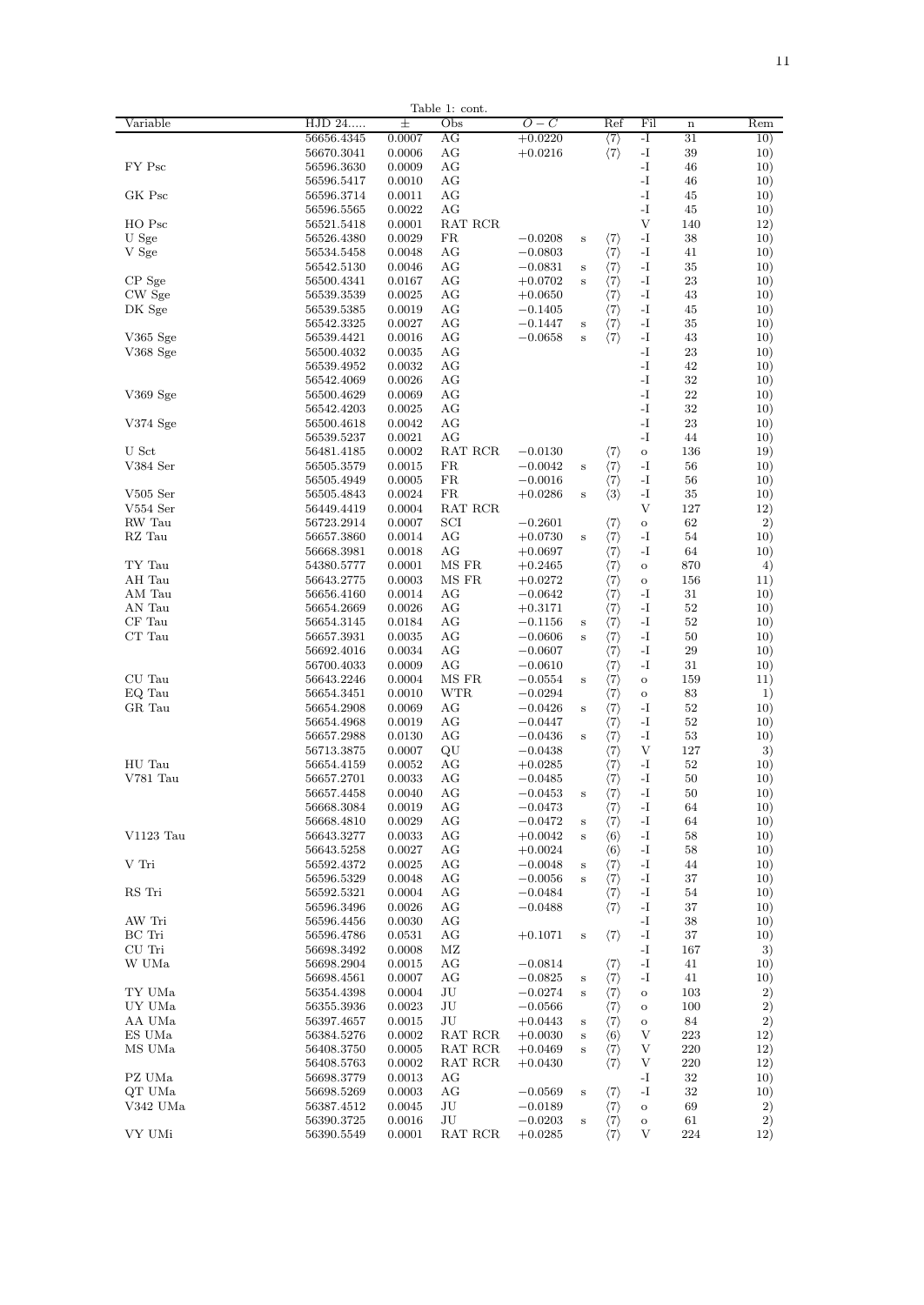Table 1: cont.

| Variable | HJD 24..... | ± | Obs | O − C | | Ref | Fil | n | Rem |
|---|---|---|---|---|---|---|---|---|---|
| | 56656.4345 | 0.0007 | AG | +0.0220 | | ⟨7⟩ | -I | 31 | 10) |
| | 56670.3041 | 0.0006 | AG | +0.0216 | | ⟨7⟩ | -I | 39 | 10) |
| FY Psc | 56596.3630 | 0.0009 | AG | | | | -I | 46 | 10) |
| | 56596.5417 | 0.0010 | AG | | | | -I | 46 | 10) |
| GK Psc | 56596.3714 | 0.0011 | AG | | | | -I | 45 | 10) |
| | 56596.5565 | 0.0022 | AG | | | | -I | 45 | 10) |
| HO Psc | 56521.5418 | 0.0001 | RAT RCR | | | | V | 140 | 12) |
| U Sge | 56526.4380 | 0.0029 | FR | −0.0208 | s | ⟨7⟩ | -I | 38 | 10) |
| V Sge | 56534.5458 | 0.0048 | AG | −0.0803 | | ⟨7⟩ | -I | 41 | 10) |
| | 56542.5130 | 0.0046 | AG | −0.0831 | s | ⟨7⟩ | -I | 35 | 10) |
| CP Sge | 56500.4341 | 0.0167 | AG | +0.0702 | s | ⟨7⟩ | -I | 23 | 10) |
| CW Sge | 56539.3539 | 0.0025 | AG | +0.0650 | | ⟨7⟩ | -I | 43 | 10) |
| DK Sge | 56539.5385 | 0.0019 | AG | −0.1405 | | ⟨7⟩ | -I | 45 | 10) |
| | 56542.3325 | 0.0027 | AG | −0.1447 | s | ⟨7⟩ | -I | 35 | 10) |
| V365 Sge | 56539.4421 | 0.0016 | AG | −0.0658 | s | ⟨7⟩ | -I | 43 | 10) |
| V368 Sge | 56500.4032 | 0.0035 | AG | | | | -I | 23 | 10) |
| | 56539.4952 | 0.0032 | AG | | | | -I | 42 | 10) |
| | 56542.4069 | 0.0026 | AG | | | | -I | 32 | 10) |
| V369 Sge | 56500.4629 | 0.0069 | AG | | | | -I | 22 | 10) |
| | 56542.4203 | 0.0025 | AG | | | | -I | 32 | 10) |
| V374 Sge | 56500.4618 | 0.0042 | AG | | | | -I | 23 | 10) |
| | 56539.5237 | 0.0021 | AG | | | | -I | 44 | 10) |
| U Sct | 56481.4185 | 0.0002 | RAT RCR | −0.0130 | | ⟨7⟩ | o | 136 | 19) |
| V384 Ser | 56505.3579 | 0.0015 | FR | −0.0042 | s | ⟨7⟩ | -I | 56 | 10) |
| | 56505.4949 | 0.0005 | FR | −0.0016 | | ⟨7⟩ | -I | 56 | 10) |
| V505 Ser | 56505.4843 | 0.0024 | FR | +0.0286 | s | ⟨3⟩ | -I | 35 | 10) |
| V554 Ser | 56449.4419 | 0.0004 | RAT RCR | | | | V | 127 | 12) |
| RW Tau | 56723.2914 | 0.0007 | SCI | −0.2601 | | ⟨7⟩ | o | 62 | 2) |
| RZ Tau | 56657.3860 | 0.0014 | AG | +0.0730 | s | ⟨7⟩ | -I | 54 | 10) |
| | 56668.3981 | 0.0018 | AG | +0.0697 | | ⟨7⟩ | -I | 64 | 10) |
| TY Tau | 54380.5777 | 0.0001 | MS FR | +0.2465 | | ⟨7⟩ | o | 870 | 4) |
| AH Tau | 56643.2775 | 0.0003 | MS FR | +0.0272 | | ⟨7⟩ | o | 156 | 11) |
| AM Tau | 56656.4160 | 0.0014 | AG | −0.0642 | | ⟨7⟩ | -I | 31 | 10) |
| AN Tau | 56654.2669 | 0.0026 | AG | +0.3171 | | ⟨7⟩ | -I | 52 | 10) |
| CF Tau | 56654.3145 | 0.0184 | AG | −0.1156 | s | ⟨7⟩ | -I | 52 | 10) |
| CT Tau | 56657.3931 | 0.0035 | AG | −0.0606 | s | ⟨7⟩ | -I | 50 | 10) |
| | 56692.4016 | 0.0034 | AG | −0.0607 | | ⟨7⟩ | -I | 29 | 10) |
| | 56700.4033 | 0.0009 | AG | −0.0610 | | ⟨7⟩ | -I | 31 | 10) |
| CU Tau | 56643.2246 | 0.0004 | MS FR | −0.0554 | s | ⟨7⟩ | o | 159 | 11) |
| EQ Tau | 56654.3451 | 0.0010 | WTR | −0.0294 | | ⟨7⟩ | o | 83 | 1) |
| GR Tau | 56654.2908 | 0.0069 | AG | −0.0426 | s | ⟨7⟩ | -I | 52 | 10) |
| | 56654.4968 | 0.0019 | AG | −0.0447 | | ⟨7⟩ | -I | 52 | 10) |
| | 56657.2988 | 0.0130 | AG | −0.0436 | s | ⟨7⟩ | -I | 53 | 10) |
| | 56713.3875 | 0.0007 | QU | −0.0438 | | ⟨7⟩ | V | 127 | 3) |
| HU Tau | 56654.4159 | 0.0052 | AG | +0.0285 | | ⟨7⟩ | -I | 52 | 10) |
| V781 Tau | 56657.2701 | 0.0033 | AG | −0.0485 | | ⟨7⟩ | -I | 50 | 10) |
| | 56657.4458 | 0.0040 | AG | −0.0453 | s | ⟨7⟩ | -I | 50 | 10) |
| | 56668.3084 | 0.0019 | AG | −0.0473 | | ⟨7⟩ | -I | 64 | 10) |
| | 56668.4810 | 0.0029 | AG | −0.0472 | s | ⟨7⟩ | -I | 64 | 10) |
| V1123 Tau | 56643.3277 | 0.0033 | AG | +0.0042 | s | ⟨6⟩ | -I | 58 | 10) |
| | 56643.5258 | 0.0027 | AG | +0.0024 | | ⟨6⟩ | -I | 58 | 10) |
| V Tri | 56592.4372 | 0.0025 | AG | −0.0048 | s | ⟨7⟩ | -I | 44 | 10) |
| | 56596.5329 | 0.0048 | AG | −0.0056 | s | ⟨7⟩ | -I | 37 | 10) |
| RS Tri | 56592.5321 | 0.0004 | AG | −0.0484 | | ⟨7⟩ | -I | 54 | 10) |
| | 56596.3496 | 0.0026 | AG | −0.0488 | | ⟨7⟩ | -I | 37 | 10) |
| AW Tri | 56596.4456 | 0.0030 | AG | | | | -I | 38 | 10) |
| BC Tri | 56596.4786 | 0.0531 | AG | +0.1071 | s | ⟨7⟩ | -I | 37 | 10) |
| CU Tri | 56698.3492 | 0.0008 | MZ | | | | -I | 167 | 3) |
| W UMa | 56698.2904 | 0.0015 | AG | −0.0814 | | ⟨7⟩ | -I | 41 | 10) |
| | 56698.4561 | 0.0007 | AG | −0.0825 | s | ⟨7⟩ | -I | 41 | 10) |
| TY UMa | 56354.4398 | 0.0004 | JU | −0.0274 | s | ⟨7⟩ | o | 103 | 2) |
| UY UMa | 56355.3936 | 0.0023 | JU | −0.0566 | | ⟨7⟩ | o | 100 | 2) |
| AA UMa | 56397.4657 | 0.0015 | JU | +0.0443 | s | ⟨7⟩ | o | 84 | 2) |
| ES UMa | 56384.5276 | 0.0002 | RAT RCR | +0.0030 | s | ⟨6⟩ | V | 223 | 12) |
| MS UMa | 56408.3750 | 0.0005 | RAT RCR | +0.0469 | s | ⟨7⟩ | V | 220 | 12) |
| | 56408.5763 | 0.0002 | RAT RCR | +0.0430 | | ⟨7⟩ | V | 220 | 12) |
| PZ UMa | 56698.3779 | 0.0013 | AG | | | | -I | 32 | 10) |
| QT UMa | 56698.5269 | 0.0003 | AG | −0.0569 | s | ⟨7⟩ | -I | 32 | 10) |
| V342 UMa | 56387.4512 | 0.0045 | JU | −0.0189 | | ⟨7⟩ | o | 69 | 2) |
| | 56390.3725 | 0.0016 | JU | −0.0203 | s | ⟨7⟩ | o | 61 | 2) |
| VY UMi | 56390.5549 | 0.0001 | RAT RCR | +0.0285 | | ⟨7⟩ | V | 224 | 12) |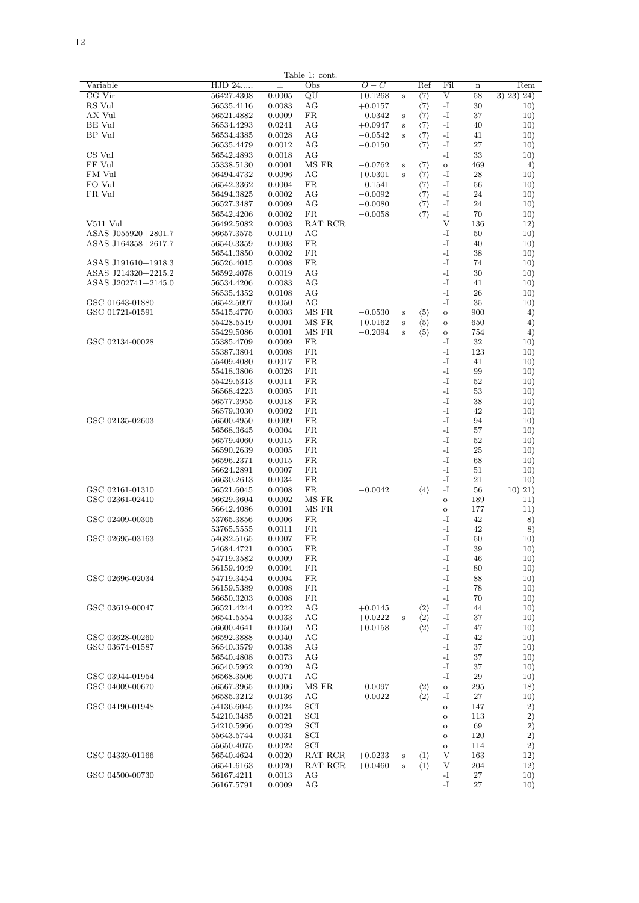Table 1: cont.

| Variable | HJD 24..... | ± | Obs | $O-C$ | | Ref | Fil | n | Rem |
|---|---|---|---|---|---|---|---|---|---|
| CG Vir | 56427.4308 | 0.0005 | QU | +0.1268 | s | ⟨7⟩ | V | 58 | 3) 23) 24) |
| RS Vul | 56535.4116 | 0.0083 | AG | +0.0157 | | ⟨7⟩ | -I | 30 | 10) |
| AX Vul | 56521.4882 | 0.0009 | FR | −0.0342 | s | ⟨7⟩ | -I | 37 | 10) |
| BE Vul | 56534.4293 | 0.0241 | AG | +0.0947 | s | ⟨7⟩ | -I | 40 | 10) |
| BP Vul | 56534.4385 | 0.0028 | AG | −0.0542 | s | ⟨7⟩ | -I | 41 | 10) |
| | 56535.4479 | 0.0012 | AG | −0.0150 | | ⟨7⟩ | -I | 27 | 10) |
| CS Vul | 56542.4893 | 0.0018 | AG | | | | -I | 33 | 10) |
| FF Vul | 55338.5130 | 0.0001 | MS FR | −0.0762 | s | ⟨7⟩ | o | 469 | 4) |
| FM Vul | 56494.4732 | 0.0096 | AG | +0.0301 | s | ⟨7⟩ | -I | 28 | 10) |
| FO Vul | 56542.3362 | 0.0004 | FR | −0.1541 | | ⟨7⟩ | -I | 56 | 10) |
| FR Vul | 56494.3825 | 0.0002 | AG | −0.0092 | | ⟨7⟩ | -I | 24 | 10) |
| | 56527.3487 | 0.0009 | AG | −0.0080 | | ⟨7⟩ | -I | 24 | 10) |
| | 56542.4206 | 0.0002 | FR | −0.0058 | | ⟨7⟩ | -I | 70 | 10) |
| V511 Vul | 56492.5082 | 0.0003 | RAT RCR | | | | V | 136 | 12) |
| ASAS J055920+2801.7 | 56657.3575 | 0.0110 | AG | | | | -I | 50 | 10) |
| ASAS J164358+2617.7 | 56540.3359 | 0.0003 | FR | | | | -I | 40 | 10) |
| | 56541.3850 | 0.0002 | FR | | | | -I | 38 | 10) |
| ASAS J191610+1918.3 | 56526.4015 | 0.0008 | FR | | | | -I | 74 | 10) |
| ASAS J214320+2215.2 | 56592.4078 | 0.0019 | AG | | | | -I | 30 | 10) |
| ASAS J202741+2145.0 | 56534.4206 | 0.0083 | AG | | | | -I | 41 | 10) |
| | 56535.4352 | 0.0108 | AG | | | | -I | 26 | 10) |
| GSC 01643-01880 | 56542.5097 | 0.0050 | AG | | | | -I | 35 | 10) |
| GSC 01721-01591 | 55415.4770 | 0.0003 | MS FR | −0.0530 | s | ⟨5⟩ | o | 900 | 4) |
| | 55428.5519 | 0.0001 | MS FR | +0.0162 | s | ⟨5⟩ | o | 650 | 4) |
| | 55429.5086 | 0.0001 | MS FR | −0.2094 | s | ⟨5⟩ | o | 754 | 4) |
| GSC 02134-00028 | 55385.4709 | 0.0009 | FR | | | | -I | 32 | 10) |
| | 55387.3804 | 0.0008 | FR | | | | -I | 123 | 10) |
| | 55409.4080 | 0.0017 | FR | | | | -I | 41 | 10) |
| | 55418.3806 | 0.0026 | FR | | | | -I | 99 | 10) |
| | 55429.5313 | 0.0011 | FR | | | | -I | 52 | 10) |
| | 56568.4223 | 0.0005 | FR | | | | -I | 53 | 10) |
| | 56577.3955 | 0.0018 | FR | | | | -I | 38 | 10) |
| | 56579.3030 | 0.0002 | FR | | | | -I | 42 | 10) |
| GSC 02135-02603 | 56500.4950 | 0.0009 | FR | | | | -I | 94 | 10) |
| | 56568.3645 | 0.0004 | FR | | | | -I | 57 | 10) |
| | 56579.4060 | 0.0015 | FR | | | | -I | 52 | 10) |
| | 56590.2639 | 0.0005 | FR | | | | -I | 25 | 10) |
| | 56596.2371 | 0.0015 | FR | | | | -I | 68 | 10) |
| | 56624.2891 | 0.0007 | FR | | | | -I | 51 | 10) |
| | 56630.2613 | 0.0034 | FR | | | | -I | 21 | 10) |
| GSC 02161-01310 | 56521.6045 | 0.0008 | FR | −0.0042 | | ⟨4⟩ | -I | 56 | 10) 21) |
| GSC 02361-02410 | 56629.3604 | 0.0002 | MS FR | | | | o | 189 | 11) |
| | 56642.4086 | 0.0001 | MS FR | | | | o | 177 | 11) |
| GSC 02409-00305 | 53765.3856 | 0.0006 | FR | | | | -I | 42 | 8) |
| | 53765.5555 | 0.0011 | FR | | | | -I | 42 | 8) |
| GSC 02695-03163 | 54682.5165 | 0.0007 | FR | | | | -I | 50 | 10) |
| | 54684.4721 | 0.0005 | FR | | | | -I | 39 | 10) |
| | 54719.3582 | 0.0009 | FR | | | | -I | 46 | 10) |
| | 56159.4049 | 0.0004 | FR | | | | -I | 80 | 10) |
| GSC 02696-02034 | 54719.3454 | 0.0004 | FR | | | | -I | 88 | 10) |
| | 56159.5389 | 0.0008 | FR | | | | -I | 78 | 10) |
| | 56650.3203 | 0.0008 | FR | | | | -I | 70 | 10) |
| GSC 03619-00047 | 56521.4244 | 0.0022 | AG | +0.0145 | | ⟨2⟩ | -I | 44 | 10) |
| | 56541.5554 | 0.0033 | AG | +0.0222 | s | ⟨2⟩ | -I | 37 | 10) |
| | 56600.4641 | 0.0050 | AG | +0.0158 | | ⟨2⟩ | -I | 47 | 10) |
| GSC 03628-00260 | 56592.3888 | 0.0040 | AG | | | | -I | 42 | 10) |
| GSC 03674-01587 | 56540.3579 | 0.0038 | AG | | | | -I | 37 | 10) |
| | 56540.4808 | 0.0073 | AG | | | | -I | 37 | 10) |
| | 56540.5962 | 0.0020 | AG | | | | -I | 37 | 10) |
| GSC 03944-01954 | 56568.3506 | 0.0071 | AG | | | | -I | 29 | 10) |
| GSC 04009-00670 | 56567.3965 | 0.0006 | MS FR | −0.0097 | | ⟨2⟩ | o | 295 | 18) |
| | 56585.3212 | 0.0136 | AG | −0.0022 | | ⟨2⟩ | -I | 27 | 10) |
| GSC 04190-01948 | 54136.6045 | 0.0024 | SCI | | | | o | 147 | 2) |
| | 54210.3485 | 0.0021 | SCI | | | | o | 113 | 2) |
| | 54210.5966 | 0.0029 | SCI | | | | o | 69 | 2) |
| | 55643.5744 | 0.0031 | SCI | | | | o | 120 | 2) |
| | 55650.4075 | 0.0022 | SCI | | | | o | 114 | 2) |
| GSC 04339-01166 | 56540.4624 | 0.0020 | RAT RCR | +0.0233 | s | ⟨1⟩ | V | 163 | 12) |
| | 56541.6163 | 0.0020 | RAT RCR | +0.0460 | s | ⟨1⟩ | V | 204 | 12) |
| GSC 04500-00730 | 56167.4211 | 0.0013 | AG | | | | -I | 27 | 10) |
| | 56167.5791 | 0.0009 | AG | | | | -I | 27 | 10) |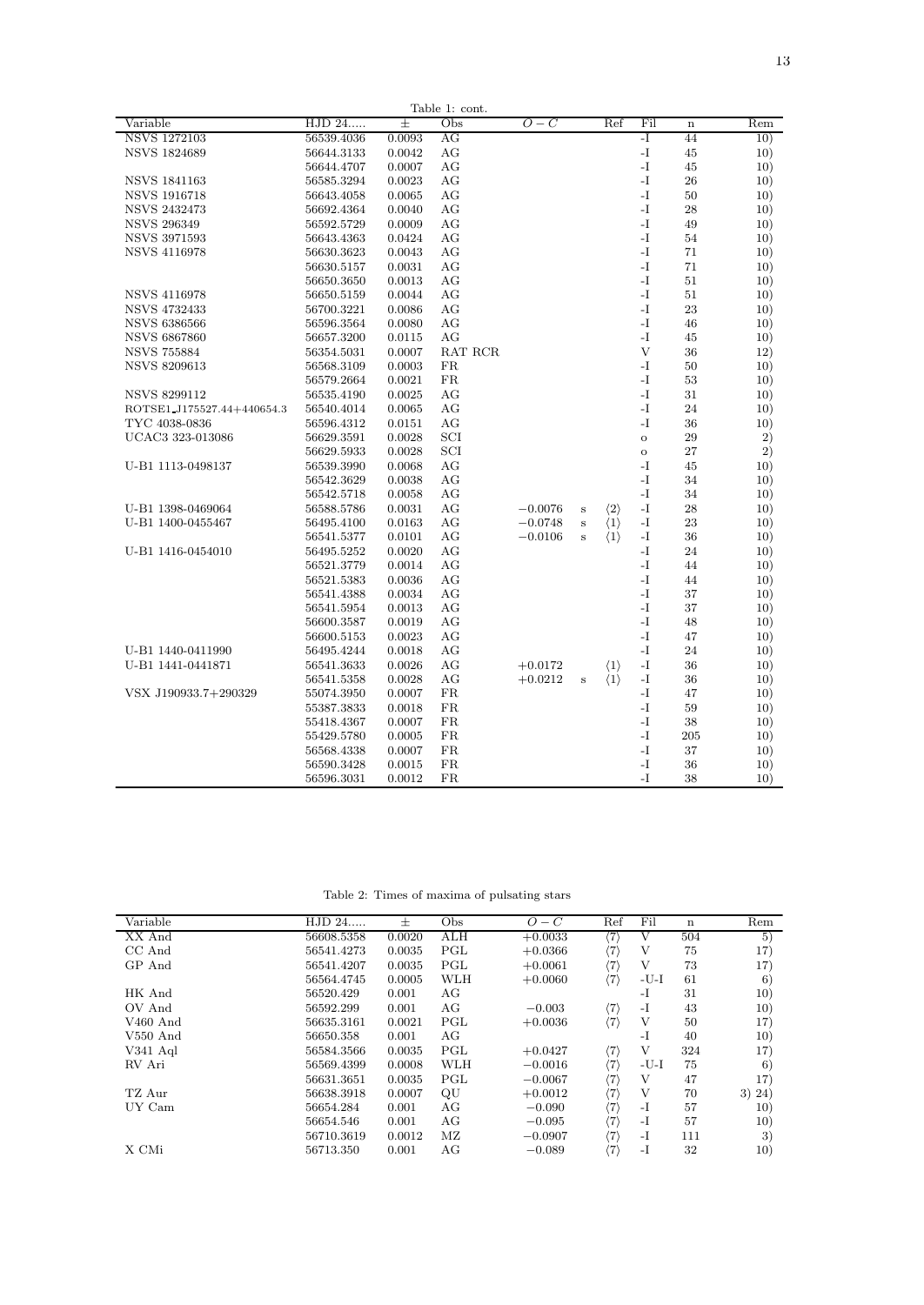Table 1: cont.

| Variable | HJD 24..... | ± | Obs | O − C | | Ref | Fil | n | Rem |
|---|---|---|---|---|---|---|---|---|---|
| NSVS 1272103 | 56539.4036 | 0.0093 | AG | | | | -I | 44 | 10) |
| NSVS 1824689 | 56644.3133 | 0.0042 | AG | | | | -I | 45 | 10) |
| | 56644.4707 | 0.0007 | AG | | | | -I | 45 | 10) |
| NSVS 1841163 | 56585.3294 | 0.0023 | AG | | | | -I | 26 | 10) |
| NSVS 1916718 | 56643.4058 | 0.0065 | AG | | | | -I | 50 | 10) |
| NSVS 2432473 | 56692.4364 | 0.0040 | AG | | | | -I | 28 | 10) |
| NSVS 296349 | 56592.5729 | 0.0009 | AG | | | | -I | 49 | 10) |
| NSVS 3971593 | 56643.4363 | 0.0424 | AG | | | | -I | 54 | 10) |
| NSVS 4116978 | 56630.3623 | 0.0043 | AG | | | | -I | 71 | 10) |
| | 56630.5157 | 0.0031 | AG | | | | -I | 71 | 10) |
| | 56650.3650 | 0.0013 | AG | | | | -I | 51 | 10) |
| NSVS 4116978 | 56650.5159 | 0.0044 | AG | | | | -I | 51 | 10) |
| NSVS 4732433 | 56700.3221 | 0.0086 | AG | | | | -I | 23 | 10) |
| NSVS 6386566 | 56596.3564 | 0.0080 | AG | | | | -I | 46 | 10) |
| NSVS 6867860 | 56657.3200 | 0.0115 | AG | | | | -I | 45 | 10) |
| NSVS 755884 | 56354.5031 | 0.0007 | RAT RCR | | | | V | 36 | 12) |
| NSVS 8209613 | 56568.3109 | 0.0003 | FR | | | | -I | 50 | 10) |
| | 56579.2664 | 0.0021 | FR | | | | -I | 53 | 10) |
| NSVS 8299112 | 56535.4190 | 0.0025 | AG | | | | -I | 31 | 10) |
| ROTSE1_J175527.44+440654.3 | 56540.4014 | 0.0065 | AG | | | | -I | 24 | 10) |
| TYC 4038-0836 | 56596.4312 | 0.0151 | AG | | | | -I | 36 | 10) |
| UCAC3 323-013086 | 56629.3591 | 0.0028 | SCI | | | | o | 29 | 2) |
| | 56629.5933 | 0.0028 | SCI | | | | o | 27 | 2) |
| U-B1 1113-0498137 | 56539.3990 | 0.0068 | AG | | | | -I | 45 | 10) |
| | 56542.3629 | 0.0038 | AG | | | | -I | 34 | 10) |
| | 56542.5718 | 0.0058 | AG | | | | -I | 34 | 10) |
| U-B1 1398-0469064 | 56588.5786 | 0.0031 | AG | −0.0076 | s | ⟨2⟩ | -I | 28 | 10) |
| U-B1 1400-0455467 | 56495.4100 | 0.0163 | AG | −0.0748 | s | ⟨1⟩ | -I | 23 | 10) |
| | 56541.5377 | 0.0101 | AG | −0.0106 | s | ⟨1⟩ | -I | 36 | 10) |
| U-B1 1416-0454010 | 56495.5252 | 0.0020 | AG | | | | -I | 24 | 10) |
| | 56521.3779 | 0.0014 | AG | | | | -I | 44 | 10) |
| | 56521.5383 | 0.0036 | AG | | | | -I | 44 | 10) |
| | 56541.4388 | 0.0034 | AG | | | | -I | 37 | 10) |
| | 56541.5954 | 0.0013 | AG | | | | -I | 37 | 10) |
| | 56600.3587 | 0.0019 | AG | | | | -I | 48 | 10) |
| | 56600.5153 | 0.0023 | AG | | | | -I | 47 | 10) |
| U-B1 1440-0411990 | 56495.4244 | 0.0018 | AG | | | | -I | 24 | 10) |
| U-B1 1441-0441871 | 56541.3633 | 0.0026 | AG | +0.0172 | | ⟨1⟩ | -I | 36 | 10) |
| | 56541.5358 | 0.0028 | AG | +0.0212 | s | ⟨1⟩ | -I | 36 | 10) |
| VSX J190933.7+290329 | 55074.3950 | 0.0007 | FR | | | | -I | 47 | 10) |
| | 55387.3833 | 0.0018 | FR | | | | -I | 59 | 10) |
| | 55418.4367 | 0.0007 | FR | | | | -I | 38 | 10) |
| | 55429.5780 | 0.0005 | FR | | | | -I | 205 | 10) |
| | 56568.4338 | 0.0007 | FR | | | | -I | 37 | 10) |
| | 56590.3428 | 0.0015 | FR | | | | -I | 36 | 10) |
| | 56596.3031 | 0.0012 | FR | | | | -I | 38 | 10) |

Table 2: Times of maxima of pulsating stars

| Variable | HJD 24..... | ± | Obs | O − C | Ref | Fil | n | Rem |
|---|---|---|---|---|---|---|---|---|
| XX And | 56608.5358 | 0.0020 | ALH | +0.0033 | ⟨7⟩ | V | 504 | 5) |
| CC And | 56541.4273 | 0.0035 | PGL | +0.0366 | ⟨7⟩ | V | 75 | 17) |
| GP And | 56541.4207 | 0.0035 | PGL | +0.0061 | ⟨7⟩ | V | 73 | 17) |
| | 56564.4745 | 0.0005 | WLH | +0.0060 | ⟨7⟩ | -U-I | 61 | 6) |
| HK And | 56520.429 | 0.001 | AG | | | -I | 31 | 10) |
| OV And | 56592.299 | 0.001 | AG | −0.003 | ⟨7⟩ | -I | 43 | 10) |
| V460 And | 56635.3161 | 0.0021 | PGL | +0.0036 | ⟨7⟩ | V | 50 | 17) |
| V550 And | 56650.358 | 0.001 | AG | | | -I | 40 | 10) |
| V341 Aql | 56584.3566 | 0.0035 | PGL | +0.0427 | ⟨7⟩ | V | 324 | 17) |
| RV Ari | 56569.4399 | 0.0008 | WLH | −0.0016 | ⟨7⟩ | -U-I | 75 | 6) |
| | 56631.3651 | 0.0035 | PGL | −0.0067 | ⟨7⟩ | V | 47 | 17) |
| TZ Aur | 56638.3918 | 0.0007 | QU | +0.0012 | ⟨7⟩ | V | 70 | 3) 24) |
| UY Cam | 56654.284 | 0.001 | AG | −0.090 | ⟨7⟩ | -I | 57 | 10) |
| | 56654.546 | 0.001 | AG | −0.095 | ⟨7⟩ | -I | 57 | 10) |
| | 56710.3619 | 0.0012 | MZ | −0.0907 | ⟨7⟩ | -I | 111 | 3) |
| X CMi | 56713.350 | 0.001 | AG | −0.089 | ⟨7⟩ | -I | 32 | 10) |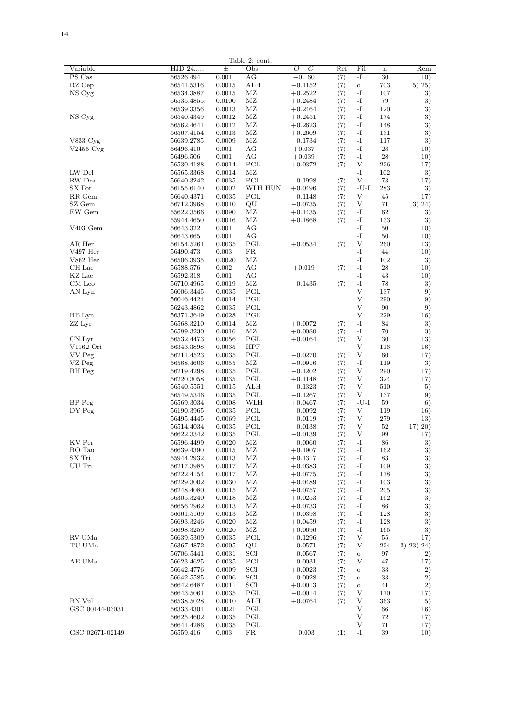Table 2: cont.

| Variable | HJD 24..... | ± | Obs | $O-C$ | Ref | Fil | n | Rem |
|---|---|---|---|---|---|---|---|---|
| PS Cas | 56526.494 | 0.001 | AG | $-0.160$ | ⟨7⟩ | -I | 30 | 10) |
| RZ Cep | 56541.5316 | 0.0015 | ALH | $-0.1152$ | ⟨7⟩ | o | 703 | 5) 25) |
| NS Cyg | 56534.3887 | 0.0015 | MZ | $+0.2522$ | ⟨7⟩ | -I | 107 | 3) |
| | 56535.4855: | 0.0100 | MZ | $+0.2484$ | ⟨7⟩ | -I | 79 | 3) |
| | 56539.3356 | 0.0013 | MZ | $+0.2464$ | ⟨7⟩ | -I | 120 | 3) |
| NS Cyg | 56540.4349 | 0.0012 | MZ | $+0.2451$ | ⟨7⟩ | -I | 174 | 3) |
| | 56562.4641 | 0.0012 | MZ | $+0.2623$ | ⟨7⟩ | -I | 148 | 3) |
| | 56567.4154 | 0.0013 | MZ | $+0.2609$ | ⟨7⟩ | -I | 131 | 3) |
| V833 Cyg | 56639.2785 | 0.0009 | MZ | $-0.1734$ | ⟨7⟩ | -I | 117 | 3) |
| V2455 Cyg | 56496.410 | 0.001 | AG | $+0.037$ | ⟨7⟩ | -I | 28 | 10) |
| | 56496.506 | 0.001 | AG | $+0.039$ | ⟨7⟩ | -I | 28 | 10) |
| | 56530.4188 | 0.0014 | PGL | $+0.0372$ | ⟨7⟩ | V | 226 | 17) |
| LW Del | 56565.3368 | 0.0014 | MZ | | | -I | 102 | 3) |
| RW Dra | 56640.3242 | 0.0035 | PGL | $-0.1998$ | ⟨7⟩ | V | 73 | 17) |
| SX For | 56155.6140 | 0.0002 | WLH HUN | $+0.0496$ | ⟨7⟩ | -U-I | 283 | 3) |
| RR Gem | 56640.4371 | 0.0035 | PGL | $-0.1148$ | ⟨7⟩ | V | 45 | 17) |
| SZ Gem | 56712.3968 | 0.0010 | QU | $-0.0735$ | ⟨7⟩ | V | 71 | 3) 24) |
| EW Gem | 55622.3566 | 0.0090 | MZ | $+0.1435$ | ⟨7⟩ | -I | 62 | 3) |
| | 55944.4650 | 0.0016 | MZ | $+0.1868$ | ⟨7⟩ | -I | 133 | 3) |
| V403 Gem | 56643.322 | 0.001 | AG | | | -I | 50 | 10) |
| | 56643.665 | 0.001 | AG | | | -I | 50 | 10) |
| AR Her | 56154.5261 | 0.0035 | PGL | $+0.0534$ | ⟨7⟩ | V | 260 | 13) |
| V497 Her | 56490.473 | 0.003 | FR | | | -I | 44 | 10) |
| V862 Her | 56506.3935 | 0.0020 | MZ | | | -I | 102 | 3) |
| CH Lac | 56588.576 | 0.002 | AG | $+0.019$ | ⟨7⟩ | -I | 28 | 10) |
| KZ Lac | 56592.318 | 0.001 | AG | | | -I | 43 | 10) |
| CM Leo | 56710.4965 | 0.0019 | MZ | $-0.1435$ | ⟨7⟩ | -I | 78 | 3) |
| AN Lyn | 56006.3445 | 0.0035 | PGL | | | V | 137 | 9) |
| | 56046.4424 | 0.0014 | PGL | | | V | 290 | 9) |
| | 56243.4862 | 0.0035 | PGL | | | V | 90 | 9) |
| BE Lyn | 56371.3649 | 0.0028 | PGL | | | V | 229 | 16) |
| ZZ Lyr | 56568.3210 | 0.0014 | MZ | $+0.0072$ | ⟨7⟩ | -I | 84 | 3) |
| | 56589.3230 | 0.0016 | MZ | $+0.0080$ | ⟨7⟩ | -I | 70 | 3) |
| CN Lyr | 56532.4473 | 0.0056 | PGL | $+0.0164$ | ⟨7⟩ | V | 30 | 13) |
| V1162 Ori | 56343.3898 | 0.0035 | HPF | | | V | 116 | 16) |
| VV Peg | 56211.4523 | 0.0035 | PGL | $-0.0270$ | ⟨7⟩ | V | 60 | 17) |
| VZ Peg | 56568.4606 | 0.0055 | MZ | $-0.0916$ | ⟨7⟩ | -I | 119 | 3) |
| BH Peg | 56219.4298 | 0.0035 | PGL | $-0.1202$ | ⟨7⟩ | V | 290 | 17) |
| | 56220.3058 | 0.0035 | PGL | $+0.1148$ | ⟨7⟩ | V | 324 | 17) |
| | 56540.5551 | 0.0015 | ALH | $-0.1323$ | ⟨7⟩ | V | 510 | 5) |
| | 56549.5346 | 0.0035 | PGL | $-0.1267$ | ⟨7⟩ | V | 137 | 9) |
| BP Peg | 56569.3034 | 0.0008 | WLH | $+0.0467$ | ⟨7⟩ | -U-I | 59 | 6) |
| DY Peg | 56190.3965 | 0.0035 | PGL | $-0.0092$ | ⟨7⟩ | V | 119 | 16) |
| | 56495.4445 | 0.0069 | PGL | $-0.0119$ | ⟨7⟩ | V | 279 | 13) |
| | 56514.4034 | 0.0035 | PGL | $-0.0138$ | ⟨7⟩ | V | 52 | 17) 20) |
| | 56622.3342 | 0.0035 | PGL | $-0.0139$ | ⟨7⟩ | V | 99 | 17) |
| KV Per | 56596.4499 | 0.0020 | MZ | $-0.0060$ | ⟨7⟩ | -I | 86 | 3) |
| BO Tau | 56639.4390 | 0.0015 | MZ | $+0.1907$ | ⟨7⟩ | -I | 162 | 3) |
| SX Tri | 55944.2932 | 0.0013 | MZ | $+0.1317$ | ⟨7⟩ | -I | 83 | 3) |
| UU Tri | 56217.3985 | 0.0017 | MZ | $+0.0383$ | ⟨7⟩ | -I | 109 | 3) |
| | 56222.4154 | 0.0017 | MZ | $+0.0775$ | ⟨7⟩ | -I | 178 | 3) |
| | 56229.3002 | 0.0030 | MZ | $+0.0489$ | ⟨7⟩ | -I | 103 | 3) |
| | 56248.4080 | 0.0015 | MZ | $+0.0757$ | ⟨7⟩ | -I | 205 | 3) |
| | 56305.3240 | 0.0018 | MZ | $+0.0253$ | ⟨7⟩ | -I | 162 | 3) |
| | 56656.2962 | 0.0013 | MZ | $+0.0733$ | ⟨7⟩ | -I | 86 | 3) |
| | 56661.5169 | 0.0013 | MZ | $+0.0398$ | ⟨7⟩ | -I | 128 | 3) |
| | 56693.3246 | 0.0020 | MZ | $+0.0459$ | ⟨7⟩ | -I | 128 | 3) |
| | 56698.3259 | 0.0020 | MZ | $+0.0696$ | ⟨7⟩ | -I | 165 | 3) |
| RV UMa | 56639.5309 | 0.0035 | PGL | $+0.1296$ | ⟨7⟩ | V | 55 | 17) |
| TU UMa | 56367.4872 | 0.0005 | QU | $-0.0571$ | ⟨7⟩ | V | 224 | 3) 23) 24) |
| | 56706.5441 | 0.0031 | SCI | $-0.0567$ | ⟨7⟩ | o | 97 | 2) |
| AE UMa | 56623.4625 | 0.0035 | PGL | $-0.0031$ | ⟨7⟩ | V | 47 | 17) |
| | 56642.4776 | 0.0009 | SCI | $+0.0023$ | ⟨7⟩ | o | 33 | 2) |
| | 56642.5585 | 0.0006 | SCI | $-0.0028$ | ⟨7⟩ | o | 33 | 2) |
| | 56642.6487 | 0.0011 | SCI | $+0.0013$ | ⟨7⟩ | o | 41 | 2) |
| | 56643.5061 | 0.0035 | PGL | $-0.0014$ | ⟨7⟩ | V | 170 | 17) |
| BN Vul | 56538.5028 | 0.0010 | ALH | $+0.0764$ | ⟨7⟩ | V | 363 | 5) |
| GSC 00144-03031 | 56333.4301 | 0.0021 | PGL | | | V | 66 | 16) |
| | 56625.4602 | 0.0035 | PGL | | | V | 72 | 17) |
| | 56641.4286 | 0.0035 | PGL | | | V | 71 | 17) |
| GSC 02671-02149 | 56559.416 | 0.003 | FR | $-0.003$ | ⟨1⟩ | -I | 39 | 10) |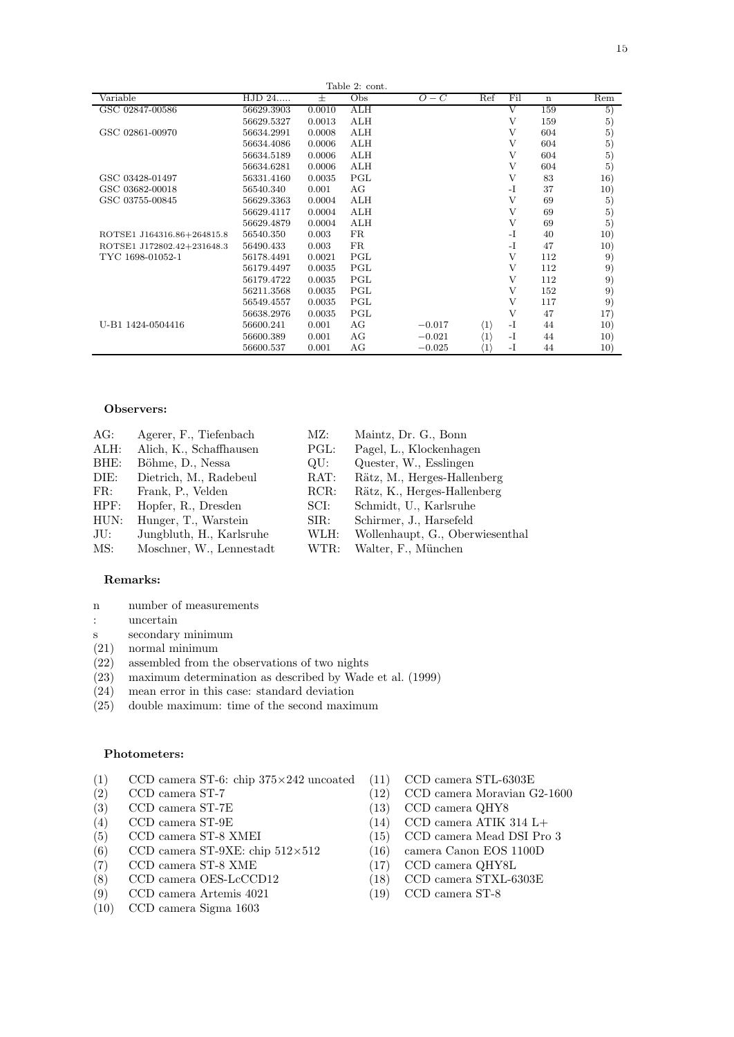Table 2: cont.

| Variable | HJD 24..... | ± | Obs | $O-C$ | Ref | Fil | n | Rem |
|---|---|---|---|---|---|---|---|---|
| GSC 02847-00586 | 56629.3903 | 0.0010 | ALH | | | V | 159 | 5) |
| | 56629.5327 | 0.0013 | ALH | | | V | 159 | 5) |
| GSC 02861-00970 | 56634.2991 | 0.0008 | ALH | | | V | 604 | 5) |
| | 56634.4086 | 0.0006 | ALH | | | V | 604 | 5) |
| | 56634.5189 | 0.0006 | ALH | | | V | 604 | 5) |
| | 56634.6281 | 0.0006 | ALH | | | V | 604 | 5) |
| GSC 03428-01497 | 56331.4160 | 0.0035 | PGL | | | V | 83 | 16) |
| GSC 03682-00018 | 56540.340 | 0.001 | AG | | | -I | 37 | 10) |
| GSC 03755-00845 | 56629.3363 | 0.0004 | ALH | | | V | 69 | 5) |
| | 56629.4117 | 0.0004 | ALH | | | V | 69 | 5) |
| | 56629.4879 | 0.0004 | ALH | | | V | 69 | 5) |
| ROTSE1 J164316.86+264815.8 | 56540.350 | 0.003 | FR | | | -I | 40 | 10) |
| ROTSE1 J172802.42+231648.3 | 56490.433 | 0.003 | FR | | | -I | 47 | 10) |
| TYC 1698-01052-1 | 56178.4491 | 0.0021 | PGL | | | V | 112 | 9) |
| | 56179.4497 | 0.0035 | PGL | | | V | 112 | 9) |
| | 56179.4722 | 0.0035 | PGL | | | V | 112 | 9) |
| | 56211.3568 | 0.0035 | PGL | | | V | 152 | 9) |
| | 56549.4557 | 0.0035 | PGL | | | V | 117 | 9) |
| | 56638.2976 | 0.0035 | PGL | | | V | 47 | 17) |
| U-B1 1424-0504416 | 56600.241 | 0.001 | AG | −0.017 | ⟨1⟩ | -I | 44 | 10) |
| | 56600.389 | 0.001 | AG | −0.021 | ⟨1⟩ | -I | 44 | 10) |
| | 56600.537 | 0.001 | AG | −0.025 | ⟨1⟩ | -I | 44 | 10) |

**Observers:**

| | | | |
|---|---|---|---|
| AG: | Agerer, F., Tiefenbach | MZ: | Maintz, Dr. G., Bonn |
| ALH: | Alich, K., Schaffhausen | PGL: | Pagel, L., Klockenhagen |
| BHE: | Böhme, D., Nessa | QU: | Quester, W., Esslingen |
| DIE: | Dietrich, M., Radebeul | RAT: | Rätz, M., Herges-Hallenberg |
| FR: | Frank, P., Velden | RCR: | Rätz, K., Herges-Hallenberg |
| HPF: | Hopfer, R., Dresden | SCI: | Schmidt, U., Karlsruhe |
| HUN: | Hunger, T., Warstein | SIR: | Schirmer, J., Harsefeld |
| JU: | Jungbluth, H., Karlsruhe | WLH: | Wollenhaupt, G., Oberwiesenthal |
| MS: | Moschner, W., Lennestadt | WTR: | Walter, F., München |

**Remarks:**

- n — number of measurements
- : — uncertain
- s — secondary minimum
- (21) — normal minimum
- (22) — assembled from the observations of two nights
- (23) — maximum determination as described by Wade et al. (1999)
- (24) — mean error in this case: standard deviation
- (25) — double maximum: time of the second maximum

**Photometers:**

- (1) CCD camera ST-6: chip 375×242 uncoated
- (2) CCD camera ST-7
- (3) CCD camera ST-7E
- (4) CCD camera ST-9E
- (5) CCD camera ST-8 XMEI
- (6) CCD camera ST-9XE: chip 512×512
- (7) CCD camera ST-8 XME
- (8) CCD camera OES-LcCCD12
- (9) CCD camera Artemis 4021
- (10) CCD camera Sigma 1603
- (11) CCD camera STL-6303E
- (12) CCD camera Moravian G2-1600
- (13) CCD camera QHY8
- (14) CCD camera ATIK 314 L+
- (15) CCD camera Mead DSI Pro 3
- (16) camera Canon EOS 1100D
- (17) CCD camera QHY8L
- (18) CCD camera STXL-6303E
- (19) CCD camera ST-8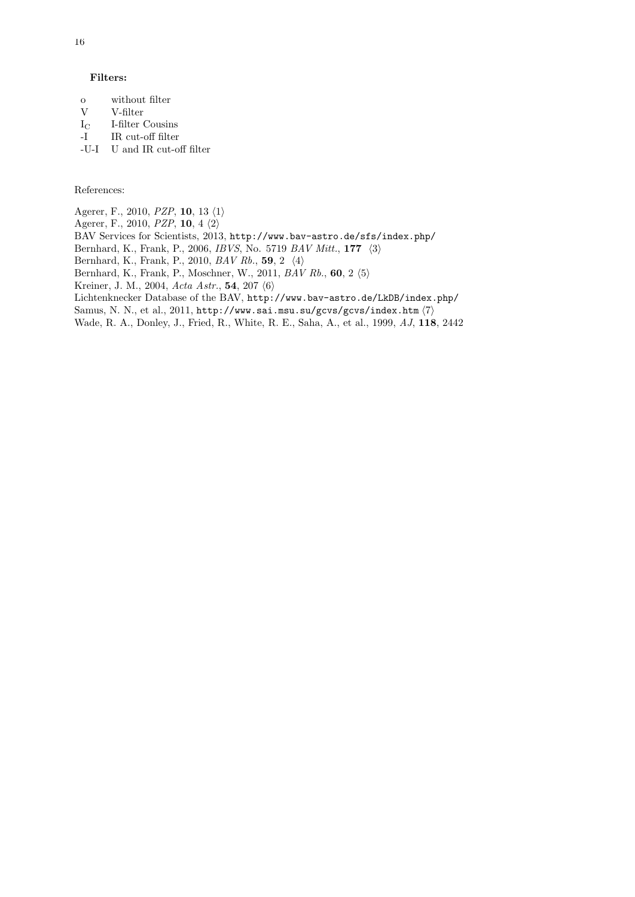**Filters:**

| | |
|---|---|
| o | without filter |
| V | V-filter |
| $I_C$ | I-filter Cousins |
| -I | IR cut-off filter |
| -U-I | U and IR cut-off filter |

References:

Agerer, F., 2010, *PZP*, **10**, 13 ⟨1⟩
Agerer, F., 2010, *PZP*, **10**, 4 ⟨2⟩
BAV Services for Scientists, 2013, `http://www.bav-astro.de/sfs/index.php/`
Bernhard, K., Frank, P., 2006, *IBVS*, No. 5719 *BAV Mitt.*, **177** ⟨3⟩
Bernhard, K., Frank, P., 2010, *BAV Rb.*, **59**, 2 ⟨4⟩
Bernhard, K., Frank, P., Moschner, W., 2011, *BAV Rb.*, **60**, 2 ⟨5⟩
Kreiner, J. M., 2004, *Acta Astr.*, **54**, 207 ⟨6⟩
Lichtenknecker Database of the BAV, `http://www.bav-astro.de/LkDB/index.php/`
Samus, N. N., et al., 2011, `http://www.sai.msu.su/gcvs/gcvs/index.htm` ⟨7⟩
Wade, R. A., Donley, J., Fried, R., White, R. E., Saha, A., et al., 1999, *AJ*, **118**, 2442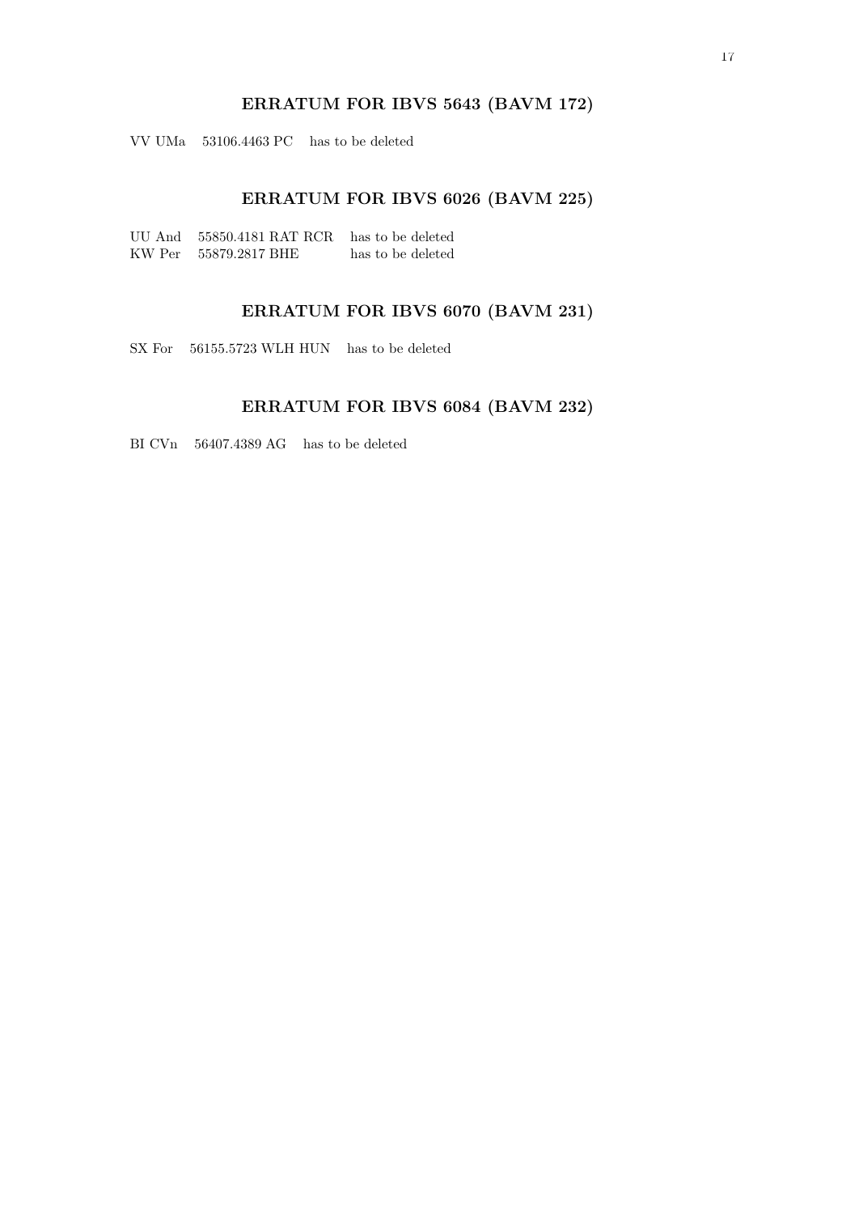## ERRATUM FOR IBVS 5643 (BAVM 172)

VV UMa    53106.4463 PC    has to be deleted

## ERRATUM FOR IBVS 6026 (BAVM 225)

| | | |
|---|---|---|
| UU And | 55850.4181 RAT RCR | has to be deleted |
| KW Per | 55879.2817 BHE | has to be deleted |

## ERRATUM FOR IBVS 6070 (BAVM 231)

SX For    56155.5723 WLH HUN    has to be deleted

## ERRATUM FOR IBVS 6084 (BAVM 232)

BI CVn    56407.4389 AG    has to be deleted